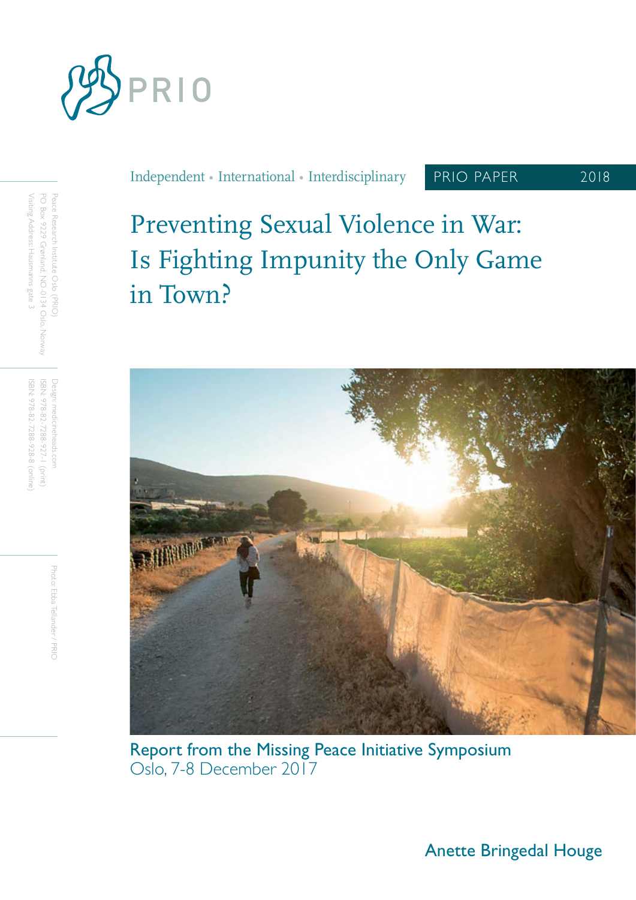PRIO

Independent • International • Interdisciplinary

PRIO PAPER 2018

# Preventing Sexual Violence in War: Is Fighting Impunity the Only Game in Town?

Report from the Missing Peace Initiative Symposium
Oslo, 7-8 December 2017

Anette Bringedal Houge

Peace Research Insitute Oslo (PRIO)
PO Box 9229 Grønland, NO-0134 Oslo, Norway
Visiting Address: Hausmanns gate 3

Design: medicineheads.com
ISBN: 978-82-7288-927-1 (print)
ISBN: 978-82-7288-928-8 (online)

Photo: Ebba Tellander / PRIO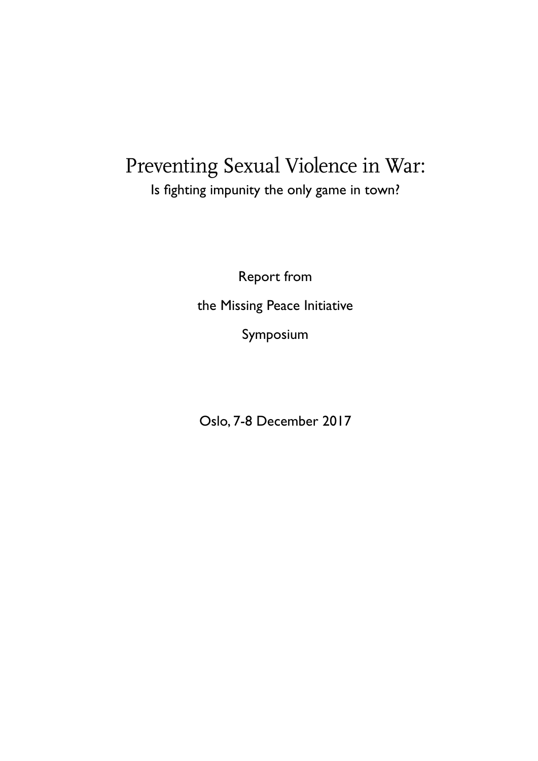# Preventing Sexual Violence in War:

Is fighting impunity the only game in town?

Report from

the Missing Peace Initiative

Symposium

Oslo, 7-8 December 2017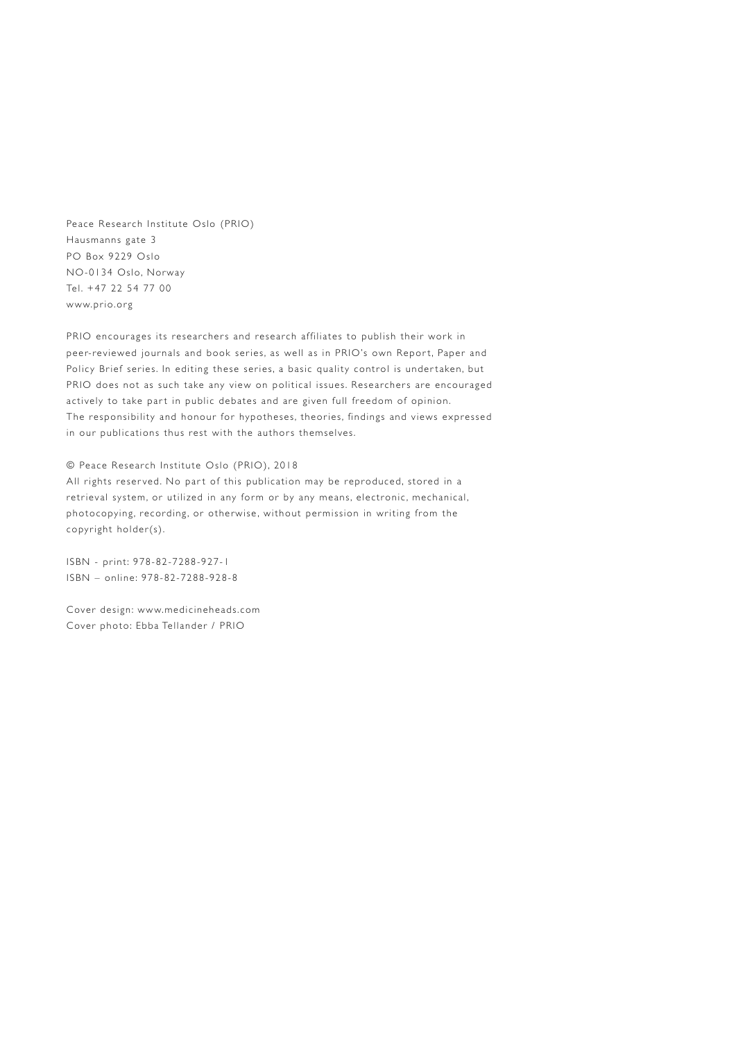Peace Research Institute Oslo (PRIO)
Hausmanns gate 3
PO Box 9229 Oslo
NO-0134 Oslo, Norway
Tel. +47 22 54 77 00
www.prio.org

PRIO encourages its researchers and research affiliates to publish their work in peer-reviewed journals and book series, as well as in PRIO's own Report, Paper and Policy Brief series. In editing these series, a basic quality control is undertaken, but PRIO does not as such take any view on political issues. Researchers are encouraged actively to take part in public debates and are given full freedom of opinion. The responsibility and honour for hypotheses, theories, findings and views expressed in our publications thus rest with the authors themselves.

© Peace Research Institute Oslo (PRIO), 2018
All rights reserved. No part of this publication may be reproduced, stored in a retrieval system, or utilized in any form or by any means, electronic, mechanical, photocopying, recording, or otherwise, without permission in writing from the copyright holder(s).

ISBN - print: 978-82-7288-927-1
ISBN – online: 978-82-7288-928-8

Cover design: www.medicineheads.com
Cover photo: Ebba Tellander / PRIO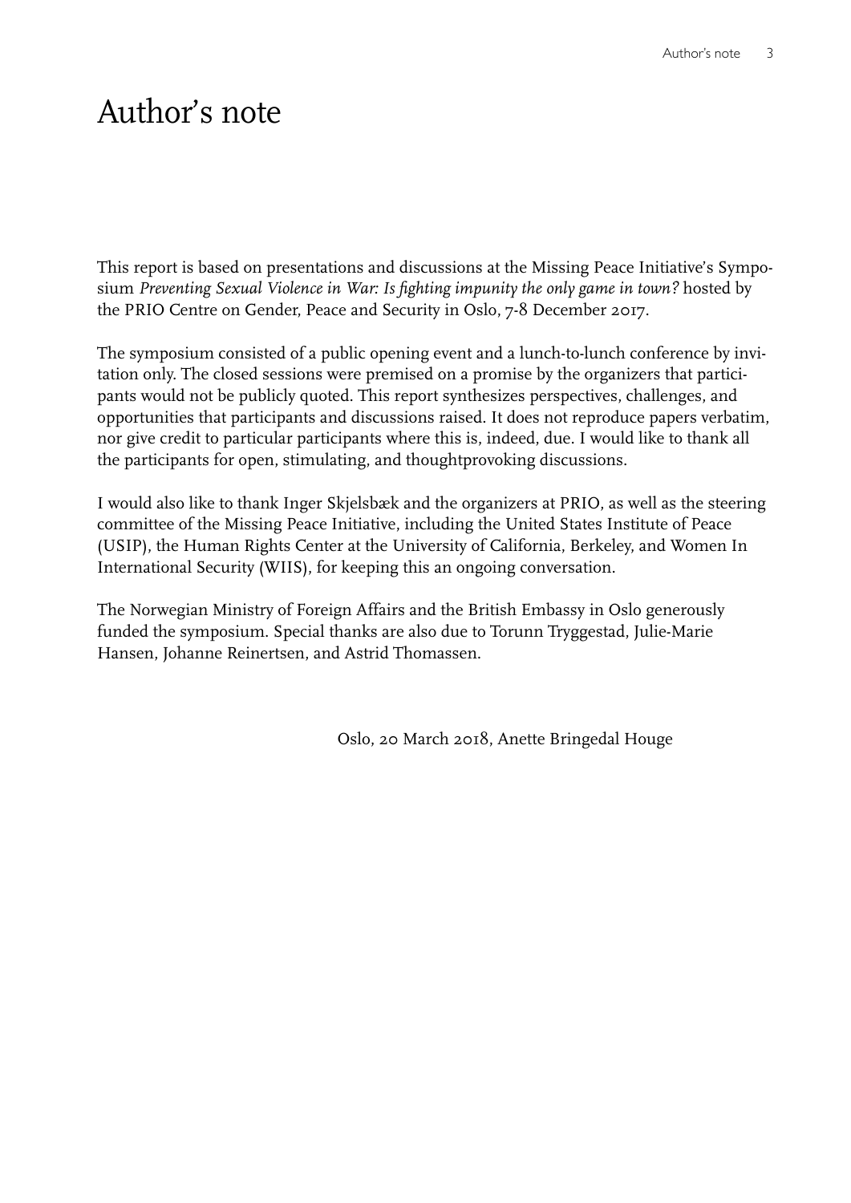# Author's note

This report is based on presentations and discussions at the Missing Peace Initiative's Symposium *Preventing Sexual Violence in War: Is fighting impunity the only game in town?* hosted by the PRIO Centre on Gender, Peace and Security in Oslo, 7-8 December 2017.

The symposium consisted of a public opening event and a lunch-to-lunch conference by invitation only. The closed sessions were premised on a promise by the organizers that participants would not be publicly quoted. This report synthesizes perspectives, challenges, and opportunities that participants and discussions raised. It does not reproduce papers verbatim, nor give credit to particular participants where this is, indeed, due. I would like to thank all the participants for open, stimulating, and thoughtprovoking discussions.

I would also like to thank Inger Skjelsbæk and the organizers at PRIO, as well as the steering committee of the Missing Peace Initiative, including the United States Institute of Peace (USIP), the Human Rights Center at the University of California, Berkeley, and Women In International Security (WIIS), for keeping this an ongoing conversation.

The Norwegian Ministry of Foreign Affairs and the British Embassy in Oslo generously funded the symposium. Special thanks are also due to Torunn Tryggestad, Julie-Marie Hansen, Johanne Reinertsen, and Astrid Thomassen.

Oslo, 20 March 2018, Anette Bringedal Houge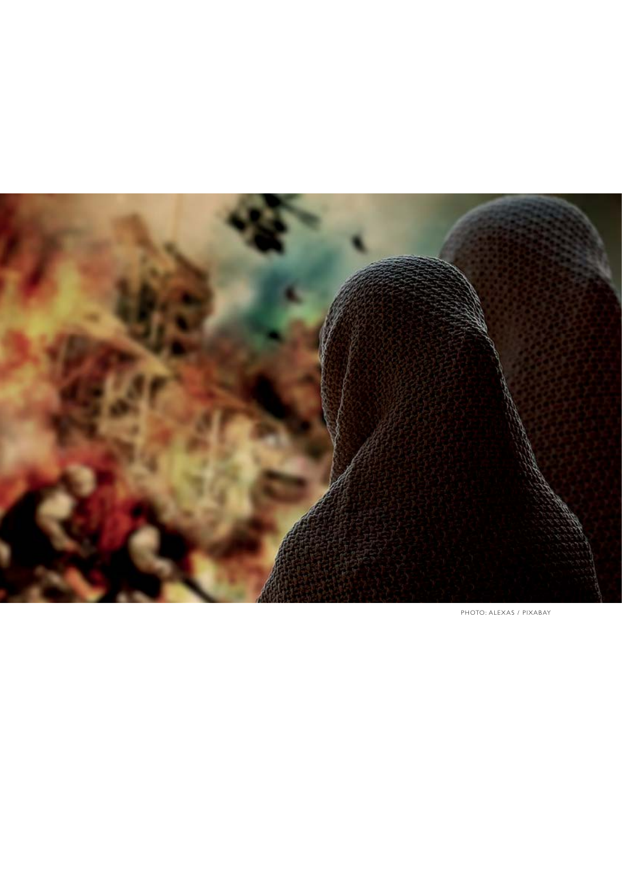PHOTO: ALEXAS / PIXABAY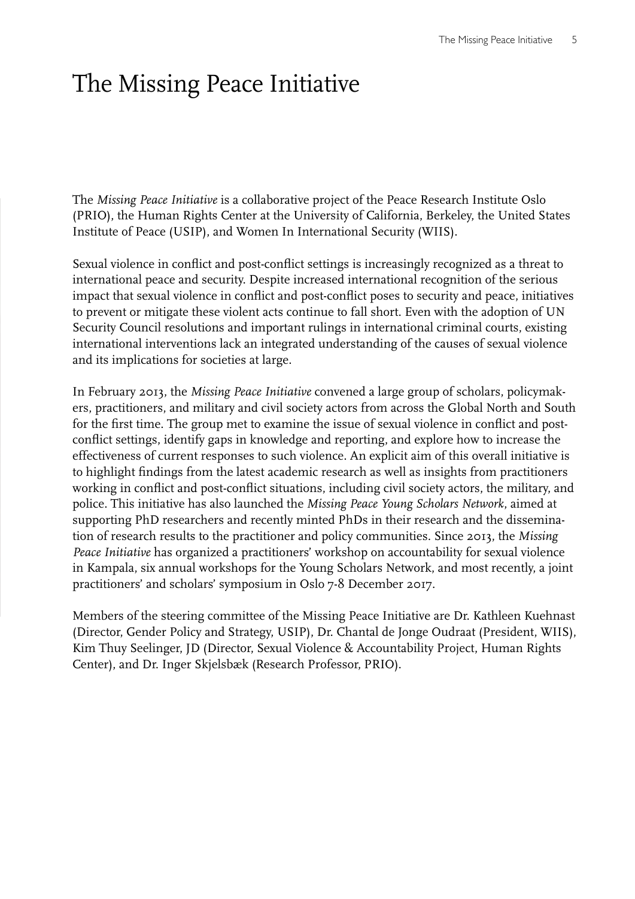# The Missing Peace Initiative

The *Missing Peace Initiative* is a collaborative project of the Peace Research Institute Oslo (PRIO), the Human Rights Center at the University of California, Berkeley, the United States Institute of Peace (USIP), and Women In International Security (WIIS).

Sexual violence in conflict and post-conflict settings is increasingly recognized as a threat to international peace and security. Despite increased international recognition of the serious impact that sexual violence in conflict and post-conflict poses to security and peace, initiatives to prevent or mitigate these violent acts continue to fall short. Even with the adoption of UN Security Council resolutions and important rulings in international criminal courts, existing international interventions lack an integrated understanding of the causes of sexual violence and its implications for societies at large.

In February 2013, the *Missing Peace Initiative* convened a large group of scholars, policymakers, practitioners, and military and civil society actors from across the Global North and South for the first time. The group met to examine the issue of sexual violence in conflict and post-conflict settings, identify gaps in knowledge and reporting, and explore how to increase the effectiveness of current responses to such violence. An explicit aim of this overall initiative is to highlight findings from the latest academic research as well as insights from practitioners working in conflict and post-conflict situations, including civil society actors, the military, and police. This initiative has also launched the *Missing Peace Young Scholars Network*, aimed at supporting PhD researchers and recently minted PhDs in their research and the dissemination of research results to the practitioner and policy communities. Since 2013, the *Missing Peace Initiative* has organized a practitioners' workshop on accountability for sexual violence in Kampala, six annual workshops for the Young Scholars Network, and most recently, a joint practitioners' and scholars' symposium in Oslo 7-8 December 2017.

Members of the steering committee of the Missing Peace Initiative are Dr. Kathleen Kuehnast (Director, Gender Policy and Strategy, USIP), Dr. Chantal de Jonge Oudraat (President, WIIS), Kim Thuy Seelinger, JD (Director, Sexual Violence & Accountability Project, Human Rights Center), and Dr. Inger Skjelsbæk (Research Professor, PRIO).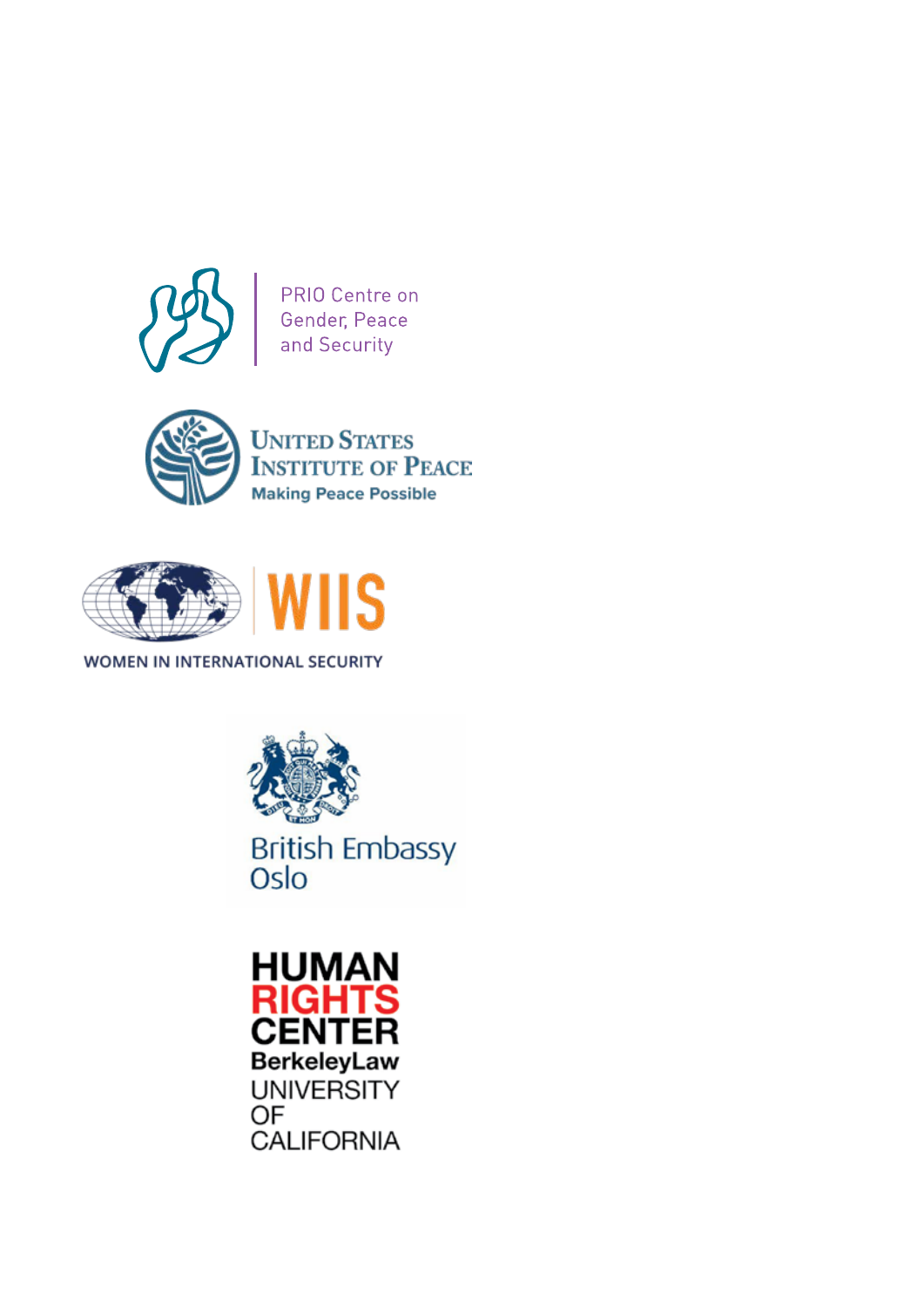PRIO Centre on
Gender, Peace
and Security

United States
Institute of Peace
Making Peace Possible

WIIS
WOMEN IN INTERNATIONAL SECURITY

British Embassy
Oslo

HUMAN
RIGHTS
CENTER
BerkeleyLaw
UNIVERSITY
OF
CALIFORNIA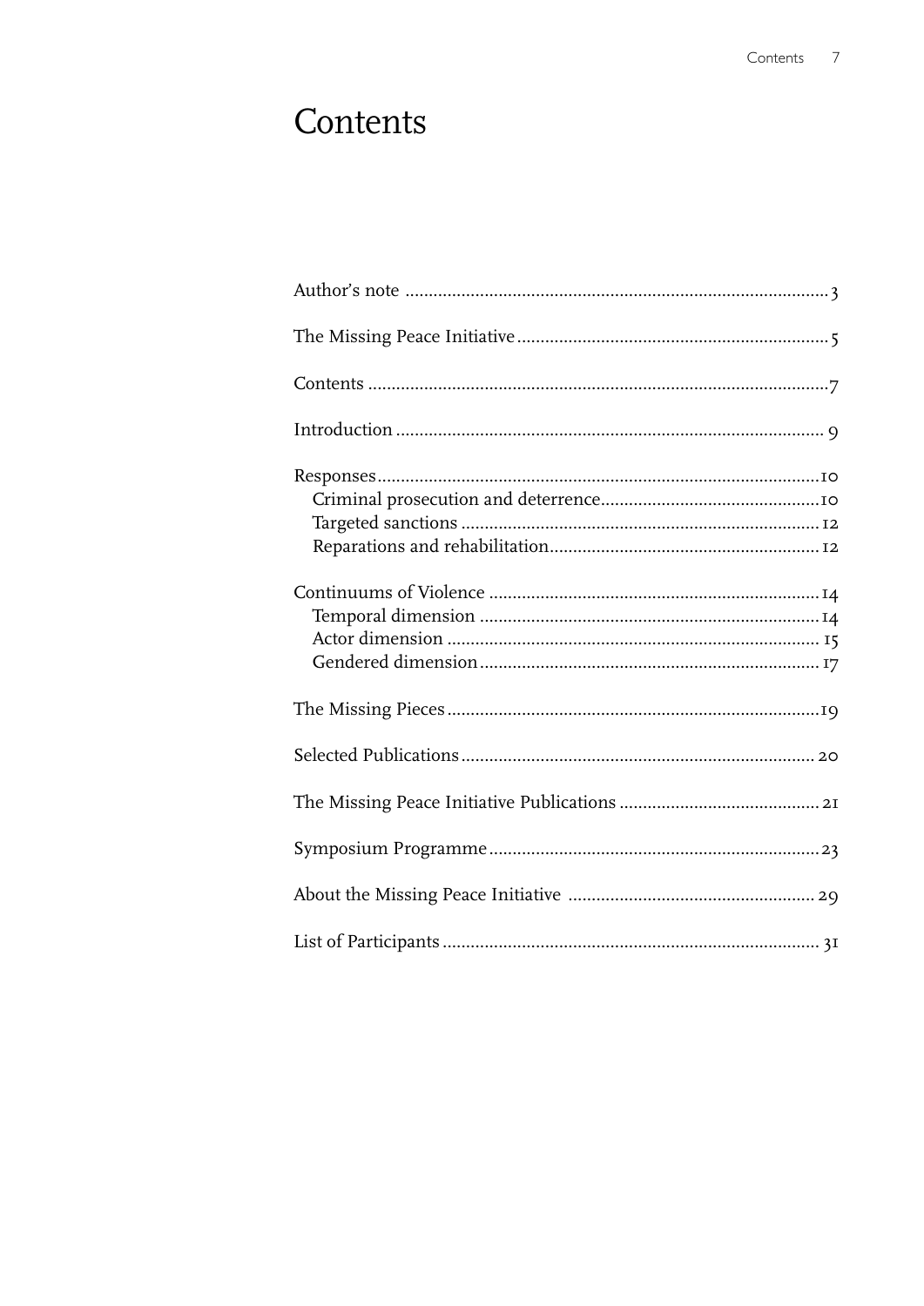# Contents

Author's note .......................................................................................3

The Missing Peace Initiative ..................................................................5

Contents ...................................................................................................7

Introduction ........................................................................................... 9

Responses...............................................................................................10
- Criminal prosecution and deterrence...............................................10
- Targeted sanctions ............................................................................ 12
- Reparations and rehabilitation......................................................... 12

Continuums of Violence ......................................................................14
- Temporal dimension .........................................................................14
- Actor dimension ................................................................................ 15
- Gendered dimension......................................................................... 17

The Missing Pieces ................................................................................19

Selected Publications ............................................................................ 20

The Missing Peace Initiative Publications ........................................... 21

Symposium Programme .......................................................................23

About the Missing Peace Initiative ..................................................... 29

List of Participants ................................................................................ 31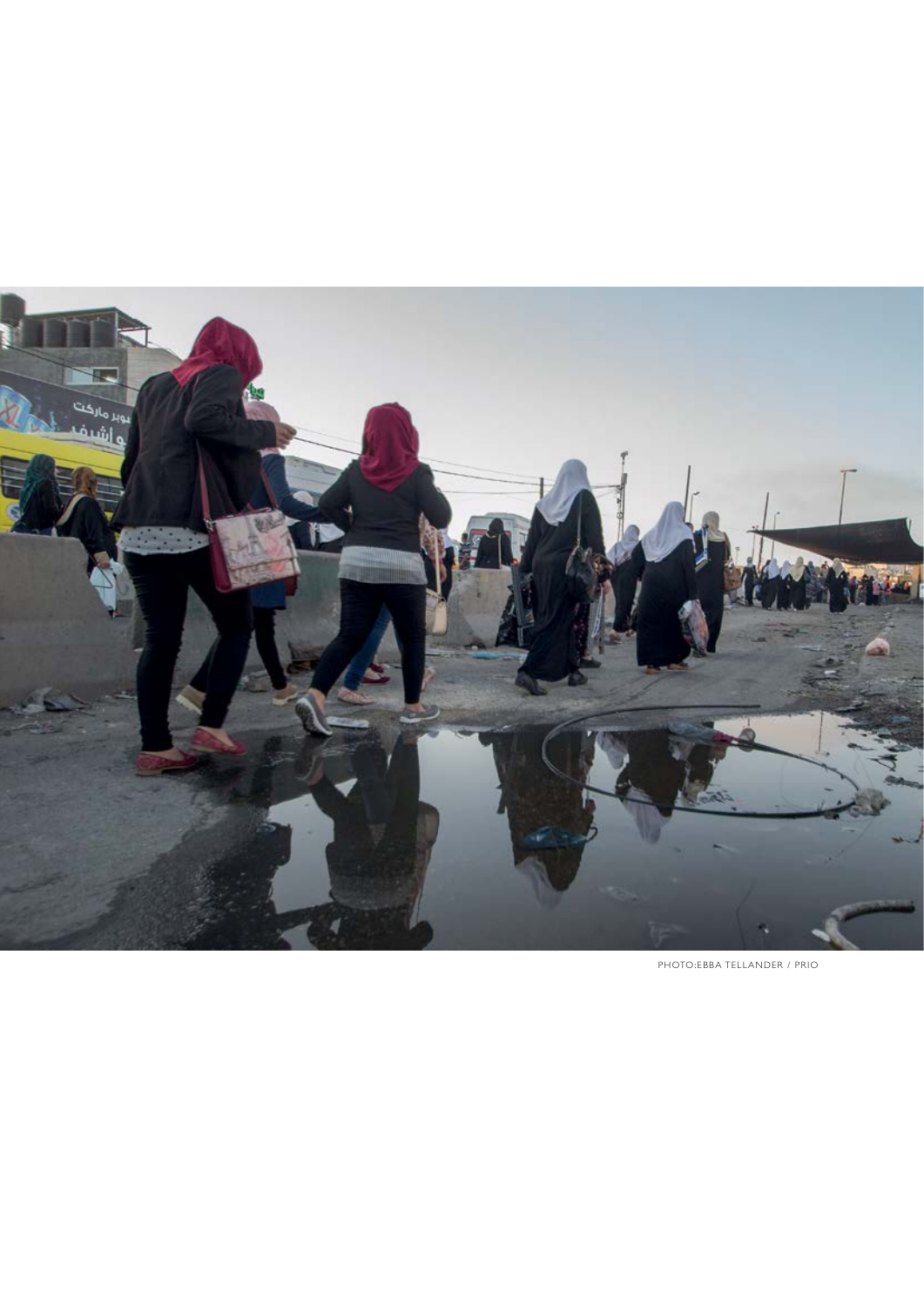PHOTO:EBBA TELLANDER / PRIO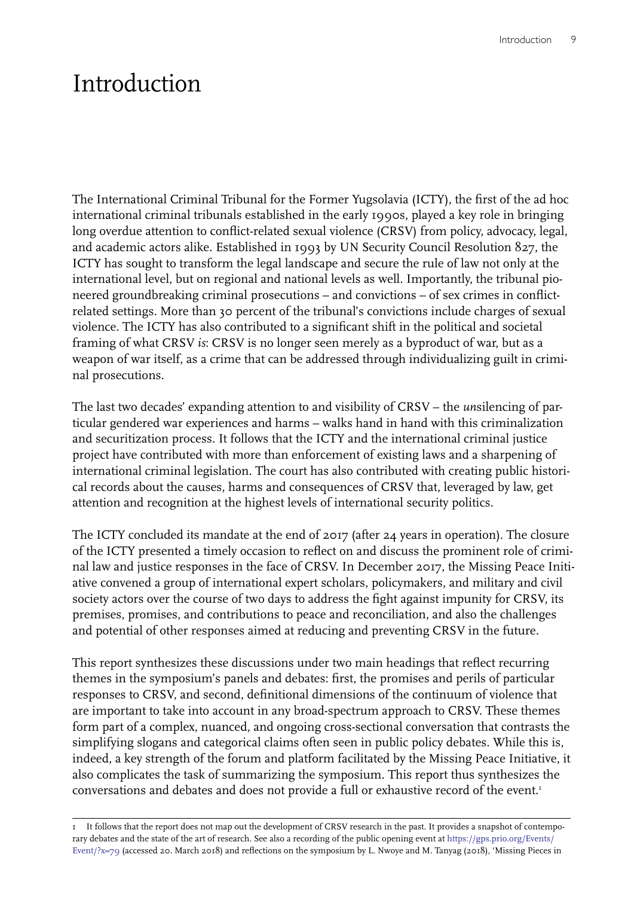# Introduction

The International Criminal Tribunal for the Former Yugsoslavia (ICTY), the first of the ad hoc international criminal tribunals established in the early 1990s, played a key role in bringing long overdue attention to conflict-related sexual violence (CRSV) from policy, advocacy, legal, and academic actors alike. Established in 1993 by UN Security Council Resolution 827, the ICTY has sought to transform the legal landscape and secure the rule of law not only at the international level, but on regional and national levels as well. Importantly, the tribunal pioneered groundbreaking criminal prosecutions – and convictions – of sex crimes in conflict-related settings. More than 30 percent of the tribunal's convictions include charges of sexual violence. The ICTY has also contributed to a significant shift in the political and societal framing of what CRSV *is*: CRSV is no longer seen merely as a byproduct of war, but as a weapon of war itself, as a crime that can be addressed through individualizing guilt in criminal prosecutions.

The last two decades' expanding attention to and visibility of CRSV – the *un*silencing of particular gendered war experiences and harms – walks hand in hand with this criminalization and securitization process. It follows that the ICTY and the international criminal justice project have contributed with more than enforcement of existing laws and a sharpening of international criminal legislation. The court has also contributed with creating public historical records about the causes, harms and consequences of CRSV that, leveraged by law, get attention and recognition at the highest levels of international security politics.

The ICTY concluded its mandate at the end of 2017 (after 24 years in operation). The closure of the ICTY presented a timely occasion to reflect on and discuss the prominent role of criminal law and justice responses in the face of CRSV. In December 2017, the Missing Peace Initiative convened a group of international expert scholars, policymakers, and military and civil society actors over the course of two days to address the fight against impunity for CRSV, its premises, promises, and contributions to peace and reconciliation, and also the challenges and potential of other responses aimed at reducing and preventing CRSV in the future.

This report synthesizes these discussions under two main headings that reflect recurring themes in the symposium's panels and debates: first, the promises and perils of particular responses to CRSV, and second, definitional dimensions of the continuum of violence that are important to take into account in any broad-spectrum approach to CRSV. These themes form part of a complex, nuanced, and ongoing cross-sectional conversation that contrasts the simplifying slogans and categorical claims often seen in public policy debates. While this is, indeed, a key strength of the forum and platform facilitated by the Missing Peace Initiative, it also complicates the task of summarizing the symposium. This report thus synthesizes the conversations and debates and does not provide a full or exhaustive record of the event.[1]

[1] It follows that the report does not map out the development of CRSV research in the past. It provides a snapshot of contemporary debates and the state of the art of research. See also a recording of the public opening event at https://gps.prio.org/Events/Event/?x=79 (accessed 20. March 2018) and reflections on the symposium by L. Nwoye and M. Tanyag (2018), 'Missing Pieces in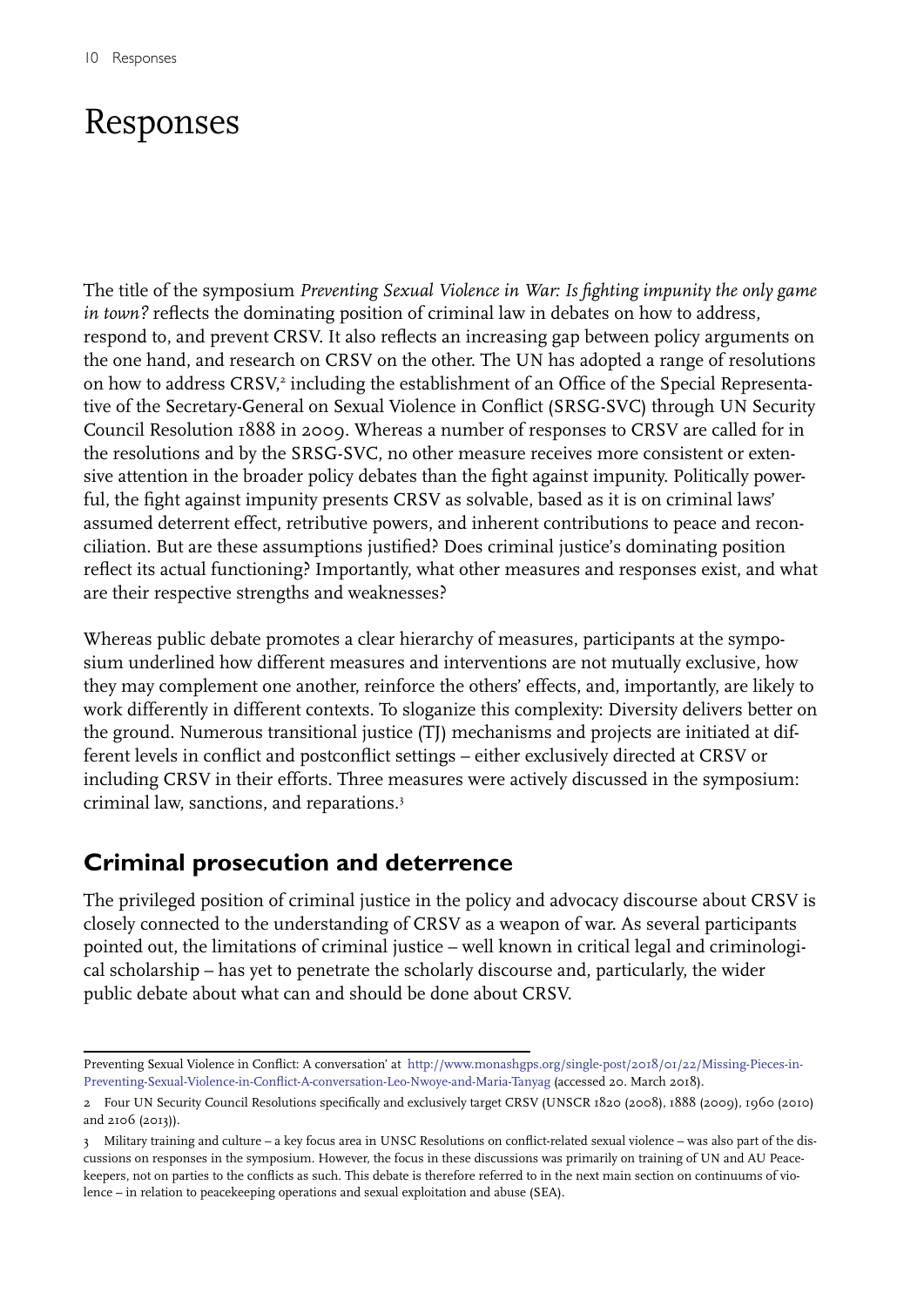# Responses

The title of the symposium *Preventing Sexual Violence in War: Is fighting impunity the only game in town?* reflects the dominating position of criminal law in debates on how to address, respond to, and prevent CRSV. It also reflects an increasing gap between policy arguments on the one hand, and research on CRSV on the other. The UN has adopted a range of resolutions on how to address CRSV,[2] including the establishment of an Office of the Special Representative of the Secretary-General on Sexual Violence in Conflict (SRSG-SVC) through UN Security Council Resolution 1888 in 2009. Whereas a number of responses to CRSV are called for in the resolutions and by the SRSG-SVC, no other measure receives more consistent or extensive attention in the broader policy debates than the fight against impunity. Politically powerful, the fight against impunity presents CRSV as solvable, based as it is on criminal laws' assumed deterrent effect, retributive powers, and inherent contributions to peace and reconciliation. But are these assumptions justified? Does criminal justice's dominating position reflect its actual functioning? Importantly, what other measures and responses exist, and what are their respective strengths and weaknesses?

Whereas public debate promotes a clear hierarchy of measures, participants at the symposium underlined how different measures and interventions are not mutually exclusive, how they may complement one another, reinforce the others' effects, and, importantly, are likely to work differently in different contexts. To sloganize this complexity: Diversity delivers better on the ground. Numerous transitional justice (TJ) mechanisms and projects are initiated at different levels in conflict and postconflict settings – either exclusively directed at CRSV or including CRSV in their efforts. Three measures were actively discussed in the symposium: criminal law, sanctions, and reparations.[3]

## Criminal prosecution and deterrence

The privileged position of criminal justice in the policy and advocacy discourse about CRSV is closely connected to the understanding of CRSV as a weapon of war. As several participants pointed out, the limitations of criminal justice – well known in critical legal and criminological scholarship – has yet to penetrate the scholarly discourse and, particularly, the wider public debate about what can and should be done about CRSV.

---

Preventing Sexual Violence in Conflict: A conversation' at http://www.monashgps.org/single-post/2018/01/22/Missing-Pieces-in-Preventing-Sexual-Violence-in-Conflict-A-conversation-Leo-Nwoye-and-Maria-Tanyag (accessed 20. March 2018).

2 Four UN Security Council Resolutions specifically and exclusively target CRSV (UNSCR 1820 (2008), 1888 (2009), 1960 (2010) and 2106 (2013)).

3 Military training and culture – a key focus area in UNSC Resolutions on conflict-related sexual violence – was also part of the discussions on responses in the symposium. However, the focus in these discussions was primarily on training of UN and AU Peacekeepers, not on parties to the conflicts as such. This debate is therefore referred to in the next main section on continuums of violence – in relation to peacekeeping operations and sexual exploitation and abuse (SEA).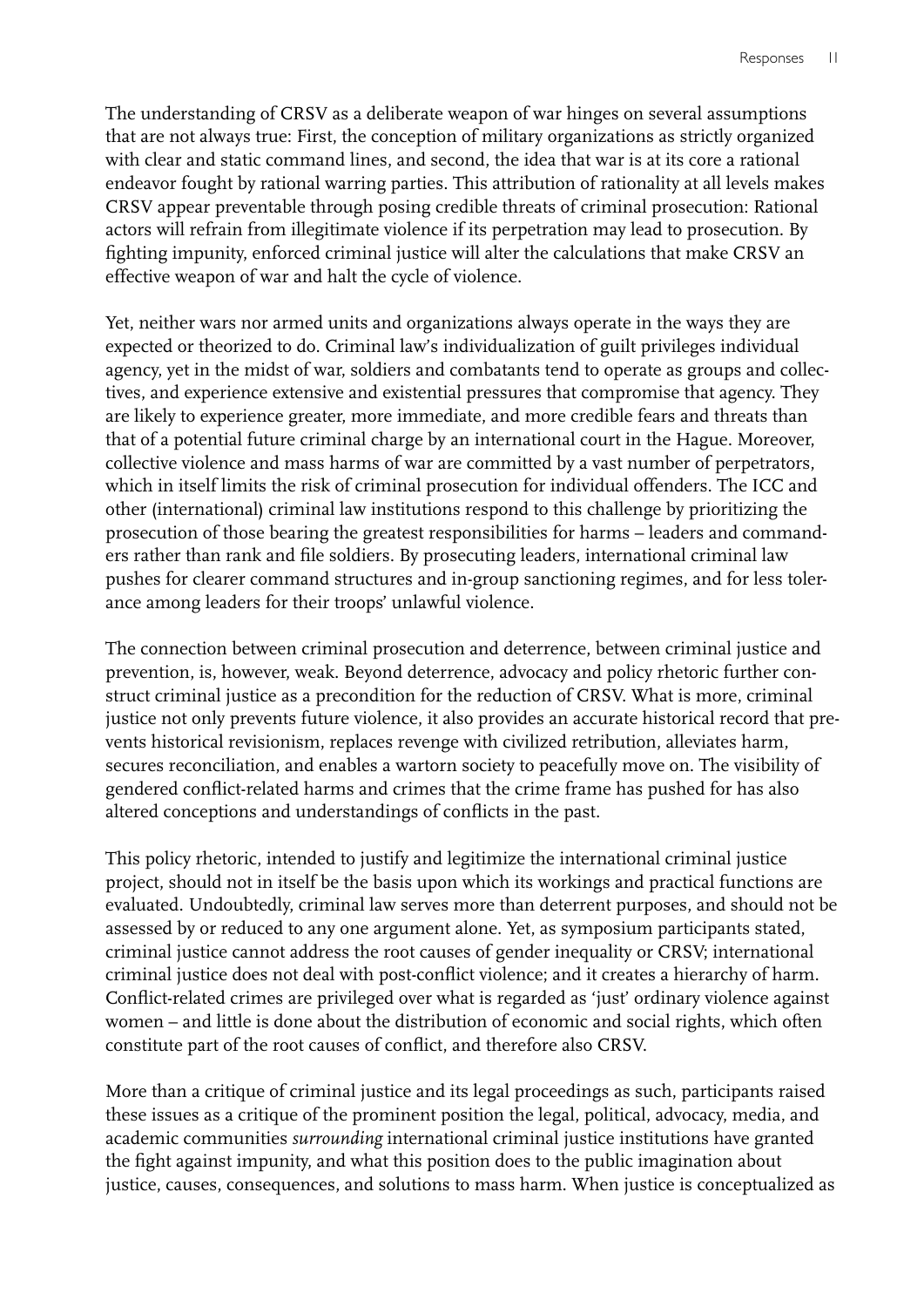The understanding of CRSV as a deliberate weapon of war hinges on several assumptions that are not always true: First, the conception of military organizations as strictly organized with clear and static command lines, and second, the idea that war is at its core a rational endeavor fought by rational warring parties. This attribution of rationality at all levels makes CRSV appear preventable through posing credible threats of criminal prosecution: Rational actors will refrain from illegitimate violence if its perpetration may lead to prosecution. By fighting impunity, enforced criminal justice will alter the calculations that make CRSV an effective weapon of war and halt the cycle of violence.

Yet, neither wars nor armed units and organizations always operate in the ways they are expected or theorized to do. Criminal law's individualization of guilt privileges individual agency, yet in the midst of war, soldiers and combatants tend to operate as groups and collectives, and experience extensive and existential pressures that compromise that agency. They are likely to experience greater, more immediate, and more credible fears and threats than that of a potential future criminal charge by an international court in the Hague. Moreover, collective violence and mass harms of war are committed by a vast number of perpetrators, which in itself limits the risk of criminal prosecution for individual offenders. The ICC and other (international) criminal law institutions respond to this challenge by prioritizing the prosecution of those bearing the greatest responsibilities for harms – leaders and commanders rather than rank and file soldiers. By prosecuting leaders, international criminal law pushes for clearer command structures and in-group sanctioning regimes, and for less tolerance among leaders for their troops' unlawful violence.

The connection between criminal prosecution and deterrence, between criminal justice and prevention, is, however, weak. Beyond deterrence, advocacy and policy rhetoric further construct criminal justice as a precondition for the reduction of CRSV. What is more, criminal justice not only prevents future violence, it also provides an accurate historical record that prevents historical revisionism, replaces revenge with civilized retribution, alleviates harm, secures reconciliation, and enables a wartorn society to peacefully move on. The visibility of gendered conflict-related harms and crimes that the crime frame has pushed for has also altered conceptions and understandings of conflicts in the past.

This policy rhetoric, intended to justify and legitimize the international criminal justice project, should not in itself be the basis upon which its workings and practical functions are evaluated. Undoubtedly, criminal law serves more than deterrent purposes, and should not be assessed by or reduced to any one argument alone. Yet, as symposium participants stated, criminal justice cannot address the root causes of gender inequality or CRSV; international criminal justice does not deal with post-conflict violence; and it creates a hierarchy of harm. Conflict-related crimes are privileged over what is regarded as 'just' ordinary violence against women – and little is done about the distribution of economic and social rights, which often constitute part of the root causes of conflict, and therefore also CRSV.

More than a critique of criminal justice and its legal proceedings as such, participants raised these issues as a critique of the prominent position the legal, political, advocacy, media, and academic communities *surrounding* international criminal justice institutions have granted the fight against impunity, and what this position does to the public imagination about justice, causes, consequences, and solutions to mass harm. When justice is conceptualized as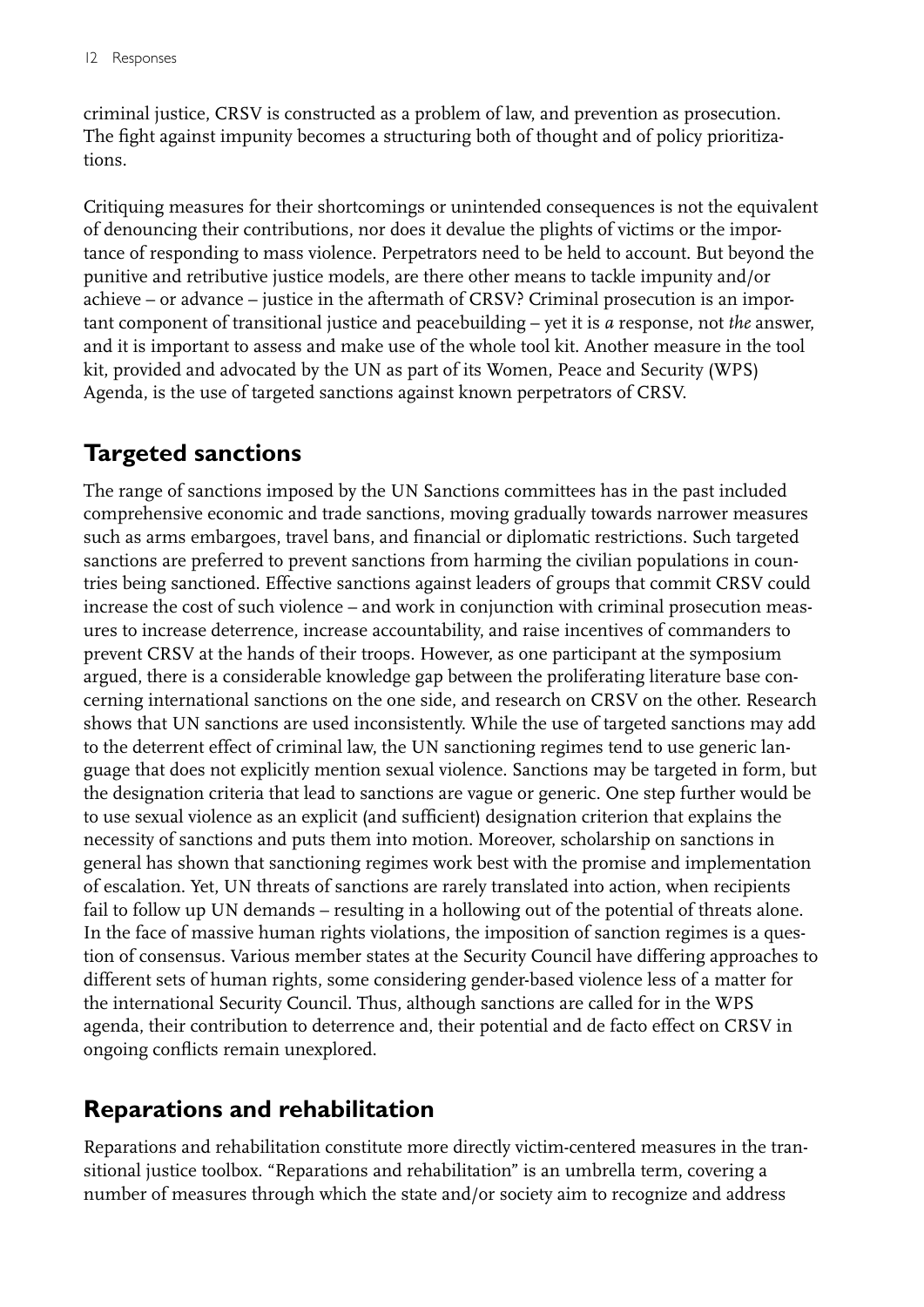criminal justice, CRSV is constructed as a problem of law, and prevention as prosecution. The fight against impunity becomes a structuring both of thought and of policy prioritizations.

Critiquing measures for their shortcomings or unintended consequences is not the equivalent of denouncing their contributions, nor does it devalue the plights of victims or the importance of responding to mass violence. Perpetrators need to be held to account. But beyond the punitive and retributive justice models, are there other means to tackle impunity and/or achieve – or advance – justice in the aftermath of CRSV? Criminal prosecution is an important component of transitional justice and peacebuilding – yet it is *a* response, not *the* answer, and it is important to assess and make use of the whole tool kit. Another measure in the tool kit, provided and advocated by the UN as part of its Women, Peace and Security (WPS) Agenda, is the use of targeted sanctions against known perpetrators of CRSV.

## Targeted sanctions

The range of sanctions imposed by the UN Sanctions committees has in the past included comprehensive economic and trade sanctions, moving gradually towards narrower measures such as arms embargoes, travel bans, and financial or diplomatic restrictions. Such targeted sanctions are preferred to prevent sanctions from harming the civilian populations in countries being sanctioned. Effective sanctions against leaders of groups that commit CRSV could increase the cost of such violence – and work in conjunction with criminal prosecution measures to increase deterrence, increase accountability, and raise incentives of commanders to prevent CRSV at the hands of their troops. However, as one participant at the symposium argued, there is a considerable knowledge gap between the proliferating literature base concerning international sanctions on the one side, and research on CRSV on the other. Research shows that UN sanctions are used inconsistently. While the use of targeted sanctions may add to the deterrent effect of criminal law, the UN sanctioning regimes tend to use generic language that does not explicitly mention sexual violence. Sanctions may be targeted in form, but the designation criteria that lead to sanctions are vague or generic. One step further would be to use sexual violence as an explicit (and sufficient) designation criterion that explains the necessity of sanctions and puts them into motion. Moreover, scholarship on sanctions in general has shown that sanctioning regimes work best with the promise and implementation of escalation. Yet, UN threats of sanctions are rarely translated into action, when recipients fail to follow up UN demands – resulting in a hollowing out of the potential of threats alone. In the face of massive human rights violations, the imposition of sanction regimes is a question of consensus. Various member states at the Security Council have differing approaches to different sets of human rights, some considering gender-based violence less of a matter for the international Security Council. Thus, although sanctions are called for in the WPS agenda, their contribution to deterrence and, their potential and de facto effect on CRSV in ongoing conflicts remain unexplored.

## Reparations and rehabilitation

Reparations and rehabilitation constitute more directly victim-centered measures in the transitional justice toolbox. "Reparations and rehabilitation" is an umbrella term, covering a number of measures through which the state and/or society aim to recognize and address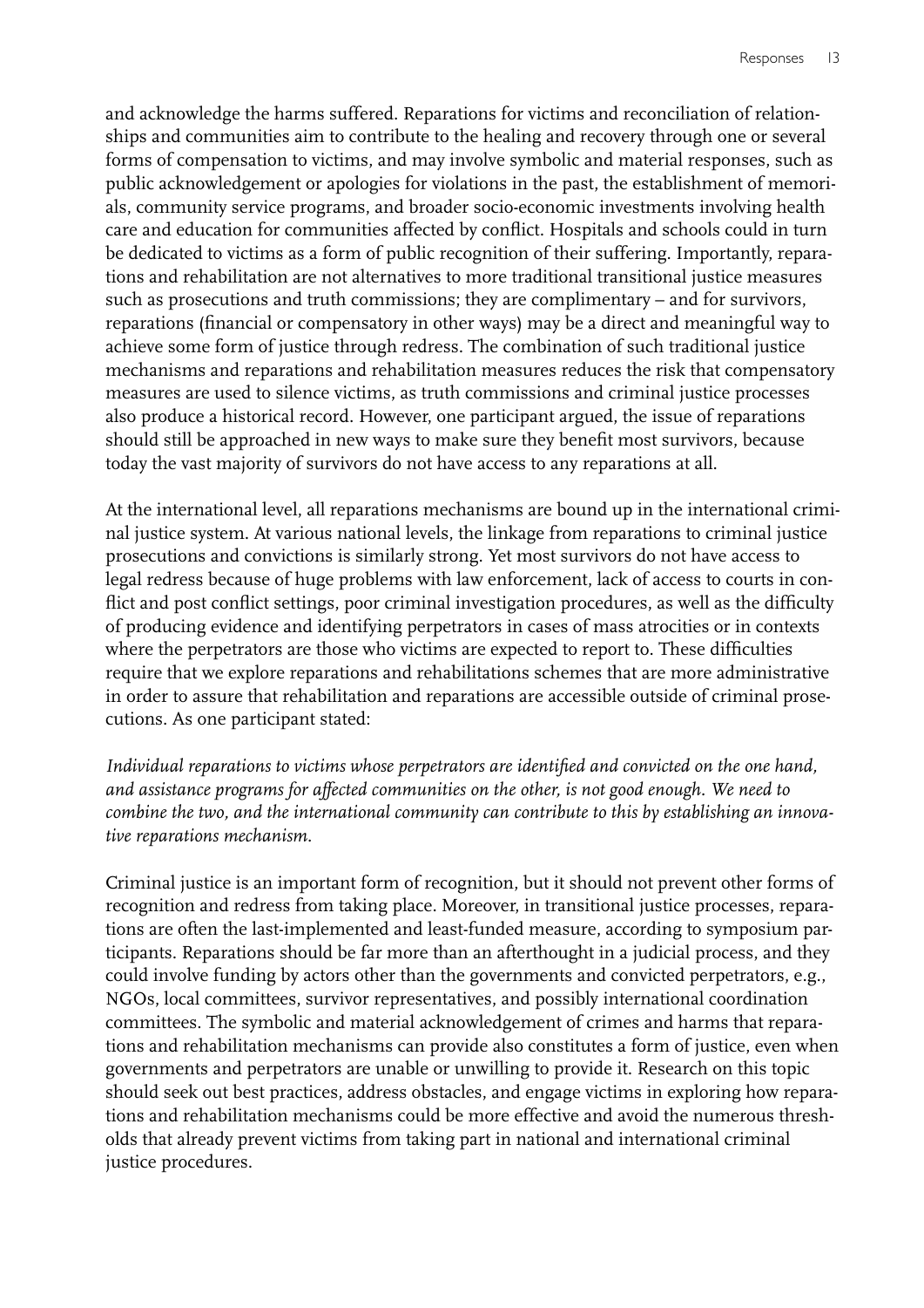and acknowledge the harms suffered. Reparations for victims and reconciliation of relationships and communities aim to contribute to the healing and recovery through one or several forms of compensation to victims, and may involve symbolic and material responses, such as public acknowledgement or apologies for violations in the past, the establishment of memorials, community service programs, and broader socio-economic investments involving health care and education for communities affected by conflict. Hospitals and schools could in turn be dedicated to victims as a form of public recognition of their suffering. Importantly, reparations and rehabilitation are not alternatives to more traditional transitional justice measures such as prosecutions and truth commissions; they are complimentary – and for survivors, reparations (financial or compensatory in other ways) may be a direct and meaningful way to achieve some form of justice through redress. The combination of such traditional justice mechanisms and reparations and rehabilitation measures reduces the risk that compensatory measures are used to silence victims, as truth commissions and criminal justice processes also produce a historical record. However, one participant argued, the issue of reparations should still be approached in new ways to make sure they benefit most survivors, because today the vast majority of survivors do not have access to any reparations at all.

At the international level, all reparations mechanisms are bound up in the international criminal justice system. At various national levels, the linkage from reparations to criminal justice prosecutions and convictions is similarly strong. Yet most survivors do not have access to legal redress because of huge problems with law enforcement, lack of access to courts in conflict and post conflict settings, poor criminal investigation procedures, as well as the difficulty of producing evidence and identifying perpetrators in cases of mass atrocities or in contexts where the perpetrators are those who victims are expected to report to. These difficulties require that we explore reparations and rehabilitations schemes that are more administrative in order to assure that rehabilitation and reparations are accessible outside of criminal prosecutions. As one participant stated:

*Individual reparations to victims whose perpetrators are identified and convicted on the one hand, and assistance programs for affected communities on the other, is not good enough. We need to combine the two, and the international community can contribute to this by establishing an innovative reparations mechanism.*

Criminal justice is an important form of recognition, but it should not prevent other forms of recognition and redress from taking place. Moreover, in transitional justice processes, reparations are often the last-implemented and least-funded measure, according to symposium participants. Reparations should be far more than an afterthought in a judicial process, and they could involve funding by actors other than the governments and convicted perpetrators, e.g., NGOs, local committees, survivor representatives, and possibly international coordination committees. The symbolic and material acknowledgement of crimes and harms that reparations and rehabilitation mechanisms can provide also constitutes a form of justice, even when governments and perpetrators are unable or unwilling to provide it. Research on this topic should seek out best practices, address obstacles, and engage victims in exploring how reparations and rehabilitation mechanisms could be more effective and avoid the numerous thresholds that already prevent victims from taking part in national and international criminal justice procedures.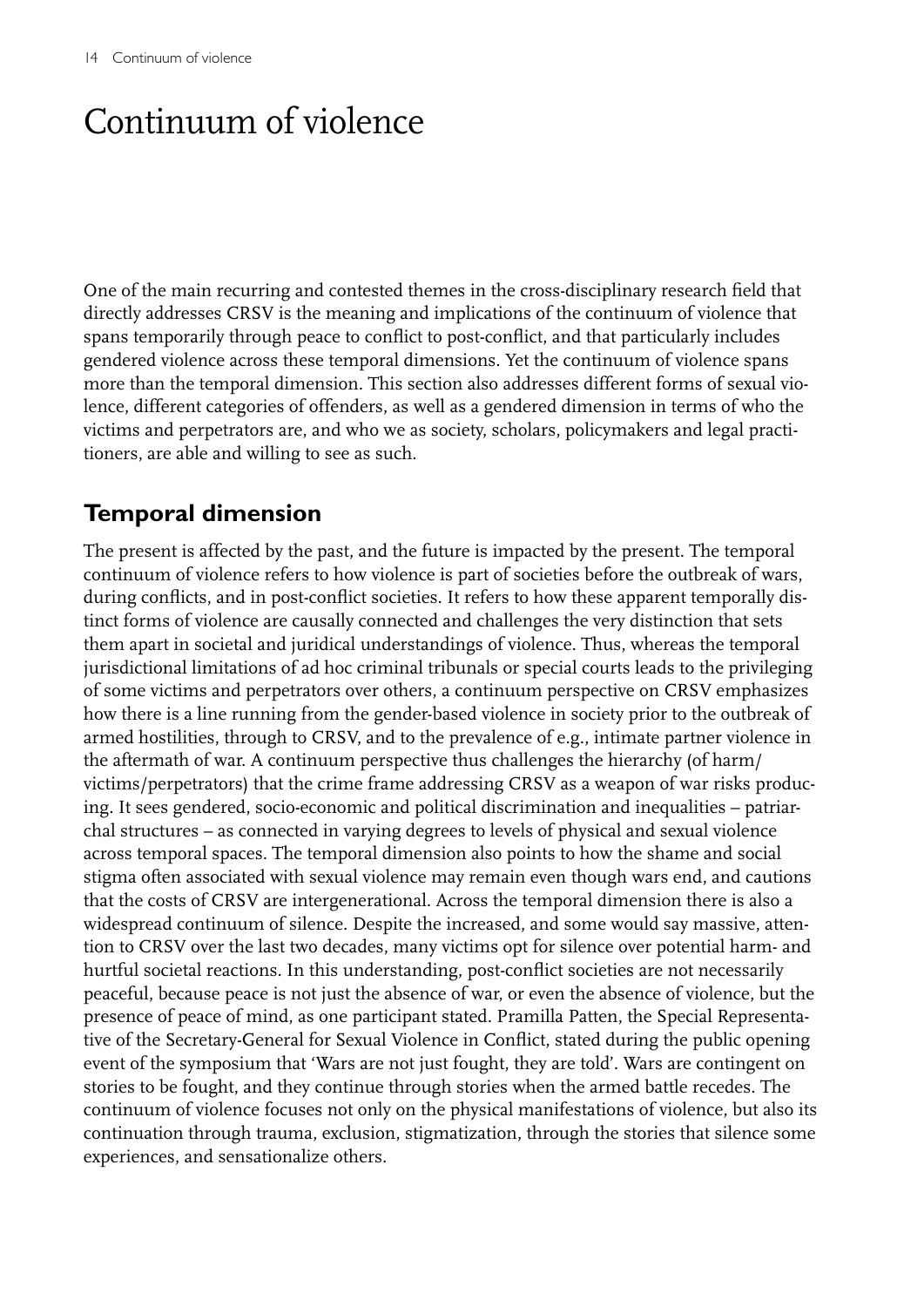# Continuum of violence

One of the main recurring and contested themes in the cross-disciplinary research field that directly addresses CRSV is the meaning and implications of the continuum of violence that spans temporarily through peace to conflict to post-conflict, and that particularly includes gendered violence across these temporal dimensions. Yet the continuum of violence spans more than the temporal dimension. This section also addresses different forms of sexual violence, different categories of offenders, as well as a gendered dimension in terms of who the victims and perpetrators are, and who we as society, scholars, policymakers and legal practitioners, are able and willing to see as such.

## Temporal dimension

The present is affected by the past, and the future is impacted by the present. The temporal continuum of violence refers to how violence is part of societies before the outbreak of wars, during conflicts, and in post-conflict societies. It refers to how these apparent temporally distinct forms of violence are causally connected and challenges the very distinction that sets them apart in societal and juridical understandings of violence. Thus, whereas the temporal jurisdictional limitations of ad hoc criminal tribunals or special courts leads to the privileging of some victims and perpetrators over others, a continuum perspective on CRSV emphasizes how there is a line running from the gender-based violence in society prior to the outbreak of armed hostilities, through to CRSV, and to the prevalence of e.g., intimate partner violence in the aftermath of war. A continuum perspective thus challenges the hierarchy (of harm/victims/perpetrators) that the crime frame addressing CRSV as a weapon of war risks producing. It sees gendered, socio-economic and political discrimination and inequalities – patriarchal structures – as connected in varying degrees to levels of physical and sexual violence across temporal spaces. The temporal dimension also points to how the shame and social stigma often associated with sexual violence may remain even though wars end, and cautions that the costs of CRSV are intergenerational. Across the temporal dimension there is also a widespread continuum of silence. Despite the increased, and some would say massive, attention to CRSV over the last two decades, many victims opt for silence over potential harm- and hurtful societal reactions. In this understanding, post-conflict societies are not necessarily peaceful, because peace is not just the absence of war, or even the absence of violence, but the presence of peace of mind, as one participant stated. Pramilla Patten, the Special Representative of the Secretary-General for Sexual Violence in Conflict, stated during the public opening event of the symposium that 'Wars are not just fought, they are told'. Wars are contingent on stories to be fought, and they continue through stories when the armed battle recedes. The continuum of violence focuses not only on the physical manifestations of violence, but also its continuation through trauma, exclusion, stigmatization, through the stories that silence some experiences, and sensationalize others.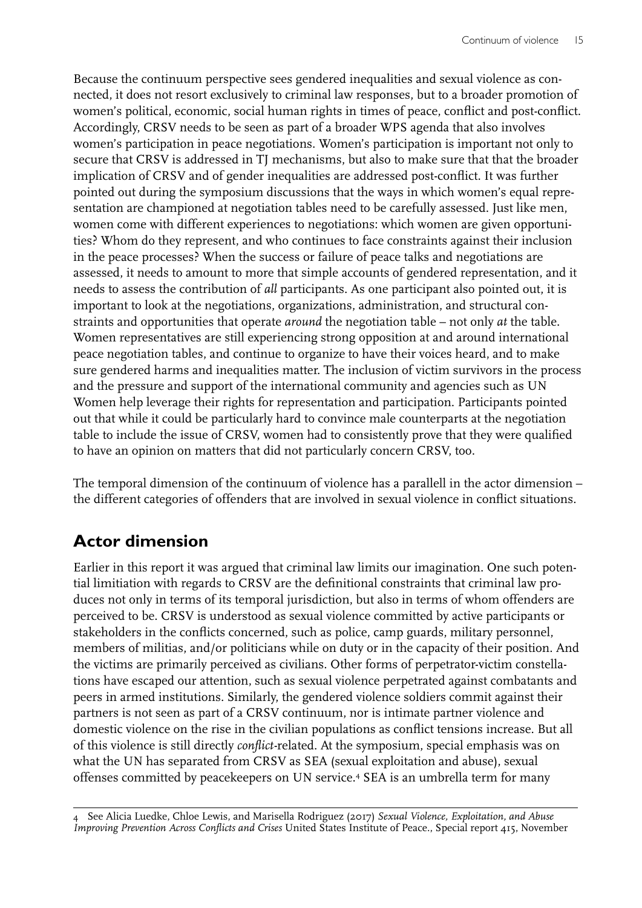Because the continuum perspective sees gendered inequalities and sexual violence as connected, it does not resort exclusively to criminal law responses, but to a broader promotion of women's political, economic, social human rights in times of peace, conflict and post-conflict. Accordingly, CRSV needs to be seen as part of a broader WPS agenda that also involves women's participation in peace negotiations. Women's participation is important not only to secure that CRSV is addressed in TJ mechanisms, but also to make sure that that the broader implication of CRSV and of gender inequalities are addressed post-conflict. It was further pointed out during the symposium discussions that the ways in which women's equal representation are championed at negotiation tables need to be carefully assessed. Just like men, women come with different experiences to negotiations: which women are given opportunities? Whom do they represent, and who continues to face constraints against their inclusion in the peace processes? When the success or failure of peace talks and negotiations are assessed, it needs to amount to more that simple accounts of gendered representation, and it needs to assess the contribution of *all* participants. As one participant also pointed out, it is important to look at the negotiations, organizations, administration, and structural constraints and opportunities that operate *around* the negotiation table – not only *at* the table. Women representatives are still experiencing strong opposition at and around international peace negotiation tables, and continue to organize to have their voices heard, and to make sure gendered harms and inequalities matter. The inclusion of victim survivors in the process and the pressure and support of the international community and agencies such as UN Women help leverage their rights for representation and participation. Participants pointed out that while it could be particularly hard to convince male counterparts at the negotiation table to include the issue of CRSV, women had to consistently prove that they were qualified to have an opinion on matters that did not particularly concern CRSV, too.

The temporal dimension of the continuum of violence has a parallell in the actor dimension – the different categories of offenders that are involved in sexual violence in conflict situations.

## Actor dimension

Earlier in this report it was argued that criminal law limits our imagination. One such potential limitiation with regards to CRSV are the definitional constraints that criminal law produces not only in terms of its temporal jurisdiction, but also in terms of whom offenders are perceived to be. CRSV is understood as sexual violence committed by active participants or stakeholders in the conflicts concerned, such as police, camp guards, military personnel, members of militias, and/or politicians while on duty or in the capacity of their position. And the victims are primarily perceived as civilians. Other forms of perpetrator-victim constellations have escaped our attention, such as sexual violence perpetrated against combatants and peers in armed institutions. Similarly, the gendered violence soldiers commit against their partners is not seen as part of a CRSV continuum, nor is intimate partner violence and domestic violence on the rise in the civilian populations as conflict tensions increase. But all of this violence is still directly *conflict*-related. At the symposium, special emphasis was on what the UN has separated from CRSV as SEA (sexual exploitation and abuse), sexual offenses committed by peacekeepers on UN service.[4] SEA is an umbrella term for many

4 See Alicia Luedke, Chloe Lewis, and Marisella Rodriguez (2017) *Sexual Violence, Exploitation, and Abuse Improving Prevention Across Conflicts and Crises* United States Institute of Peace., Special report 415, November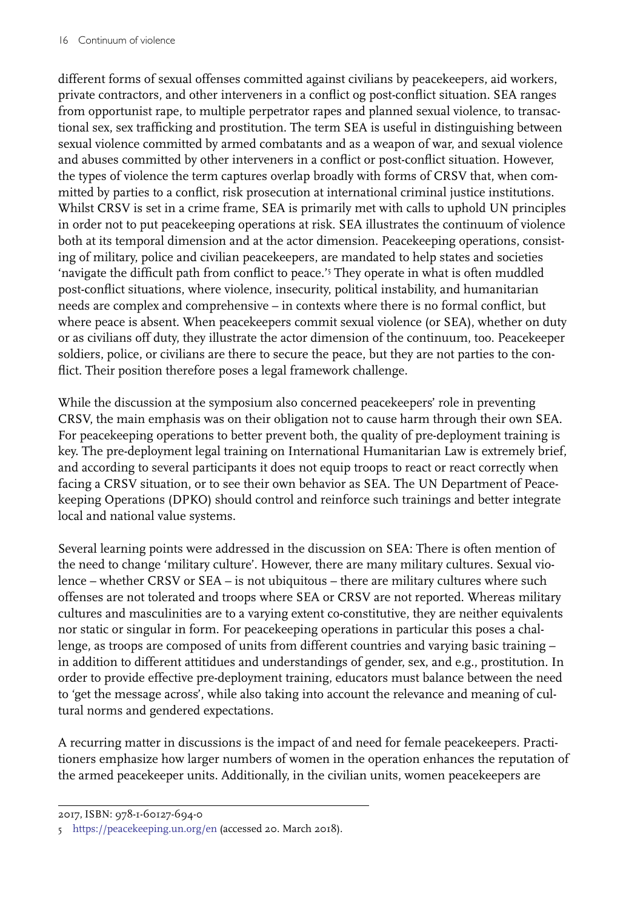different forms of sexual offenses committed against civilians by peacekeepers, aid workers, private contractors, and other interveners in a conflict og post-conflict situation. SEA ranges from opportunist rape, to multiple perpetrator rapes and planned sexual violence, to transactional sex, sex trafficking and prostitution. The term SEA is useful in distinguishing between sexual violence committed by armed combatants and as a weapon of war, and sexual violence and abuses committed by other interveners in a conflict or post-conflict situation. However, the types of violence the term captures overlap broadly with forms of CRSV that, when committed by parties to a conflict, risk prosecution at international criminal justice institutions. Whilst CRSV is set in a crime frame, SEA is primarily met with calls to uphold UN principles in order not to put peacekeeping operations at risk. SEA illustrates the continuum of violence both at its temporal dimension and at the actor dimension. Peacekeeping operations, consisting of military, police and civilian peacekeepers, are mandated to help states and societies 'navigate the difficult path from conflict to peace.'[5] They operate in what is often muddled post-conflict situations, where violence, insecurity, political instability, and humanitarian needs are complex and comprehensive – in contexts where there is no formal conflict, but where peace is absent. When peacekeepers commit sexual violence (or SEA), whether on duty or as civilians off duty, they illustrate the actor dimension of the continuum, too. Peacekeeper soldiers, police, or civilians are there to secure the peace, but they are not parties to the conflict. Their position therefore poses a legal framework challenge.

While the discussion at the symposium also concerned peacekeepers' role in preventing CRSV, the main emphasis was on their obligation not to cause harm through their own SEA. For peacekeeping operations to better prevent both, the quality of pre-deployment training is key. The pre-deployment legal training on International Humanitarian Law is extremely brief, and according to several participants it does not equip troops to react or react correctly when facing a CRSV situation, or to see their own behavior as SEA. The UN Department of Peacekeeping Operations (DPKO) should control and reinforce such trainings and better integrate local and national value systems.

Several learning points were addressed in the discussion on SEA: There is often mention of the need to change 'military culture'. However, there are many military cultures. Sexual violence – whether CRSV or SEA – is not ubiquitous – there are military cultures where such offenses are not tolerated and troops where SEA or CRSV are not reported. Whereas military cultures and masculinities are to a varying extent co-constitutive, they are neither equivalents nor static or singular in form. For peacekeeping operations in particular this poses a challenge, as troops are composed of units from different countries and varying basic training – in addition to different attitidues and understandings of gender, sex, and e.g., prostitution. In order to provide effective pre-deployment training, educators must balance between the need to 'get the message across', while also taking into account the relevance and meaning of cultural norms and gendered expectations.

A recurring matter in discussions is the impact of and need for female peacekeepers. Practitioners emphasize how larger numbers of women in the operation enhances the reputation of the armed peacekeeper units. Additionally, in the civilian units, women peacekeepers are

---

2017, ISBN: 978-1-60127-694-0

5 https://peacekeeping.un.org/en (accessed 20. March 2018).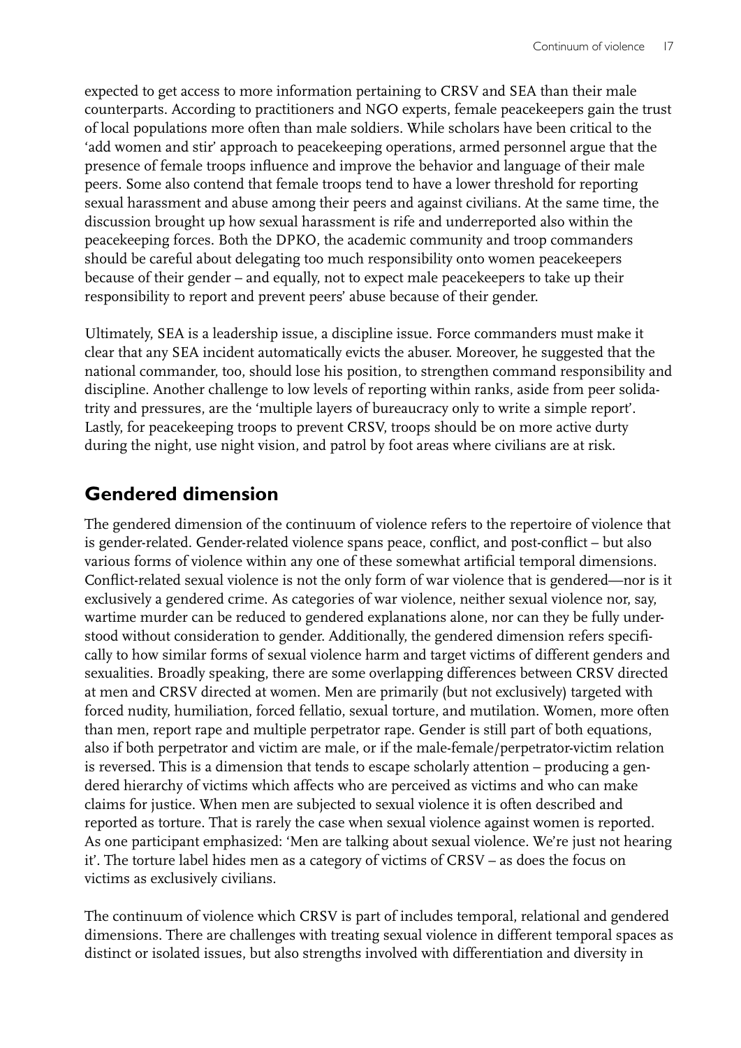expected to get access to more information pertaining to CRSV and SEA than their male counterparts. According to practitioners and NGO experts, female peacekeepers gain the trust of local populations more often than male soldiers. While scholars have been critical to the 'add women and stir' approach to peacekeeping operations, armed personnel argue that the presence of female troops influence and improve the behavior and language of their male peers. Some also contend that female troops tend to have a lower threshold for reporting sexual harassment and abuse among their peers and against civilians. At the same time, the discussion brought up how sexual harassment is rife and underreported also within the peacekeeping forces. Both the DPKO, the academic community and troop commanders should be careful about delegating too much responsibility onto women peacekeepers because of their gender – and equally, not to expect male peacekeepers to take up their responsibility to report and prevent peers' abuse because of their gender.

Ultimately, SEA is a leadership issue, a discipline issue. Force commanders must make it clear that any SEA incident automatically evicts the abuser. Moreover, he suggested that the national commander, too, should lose his position, to strengthen command responsibility and discipline. Another challenge to low levels of reporting within ranks, aside from peer solidatrity and pressures, are the 'multiple layers of bureaucracy only to write a simple report'. Lastly, for peacekeeping troops to prevent CRSV, troops should be on more active durty during the night, use night vision, and patrol by foot areas where civilians are at risk.

## Gendered dimension

The gendered dimension of the continuum of violence refers to the repertoire of violence that is gender-related. Gender-related violence spans peace, conflict, and post-conflict – but also various forms of violence within any one of these somewhat artificial temporal dimensions. Conflict-related sexual violence is not the only form of war violence that is gendered—nor is it exclusively a gendered crime. As categories of war violence, neither sexual violence nor, say, wartime murder can be reduced to gendered explanations alone, nor can they be fully understood without consideration to gender. Additionally, the gendered dimension refers specifically to how similar forms of sexual violence harm and target victims of different genders and sexualities. Broadly speaking, there are some overlapping differences between CRSV directed at men and CRSV directed at women. Men are primarily (but not exclusively) targeted with forced nudity, humiliation, forced fellatio, sexual torture, and mutilation. Women, more often than men, report rape and multiple perpetrator rape. Gender is still part of both equations, also if both perpetrator and victim are male, or if the male-female/perpetrator-victim relation is reversed. This is a dimension that tends to escape scholarly attention – producing a gendered hierarchy of victims which affects who are perceived as victims and who can make claims for justice. When men are subjected to sexual violence it is often described and reported as torture. That is rarely the case when sexual violence against women is reported. As one participant emphasized: 'Men are talking about sexual violence. We're just not hearing it'. The torture label hides men as a category of victims of CRSV – as does the focus on victims as exclusively civilians.

The continuum of violence which CRSV is part of includes temporal, relational and gendered dimensions. There are challenges with treating sexual violence in different temporal spaces as distinct or isolated issues, but also strengths involved with differentiation and diversity in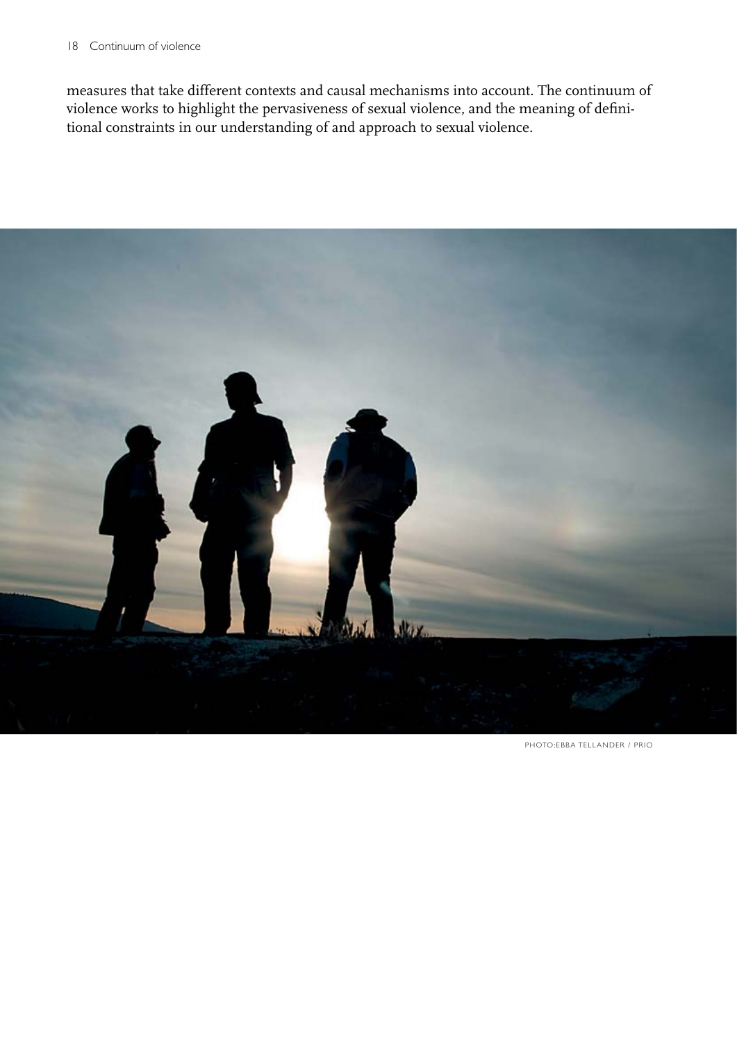measures that take different contexts and causal mechanisms into account. The continuum of violence works to highlight the pervasiveness of sexual violence, and the meaning of definitional constraints in our understanding of and approach to sexual violence.

PHOTO:EBBA TELLANDER / PRIO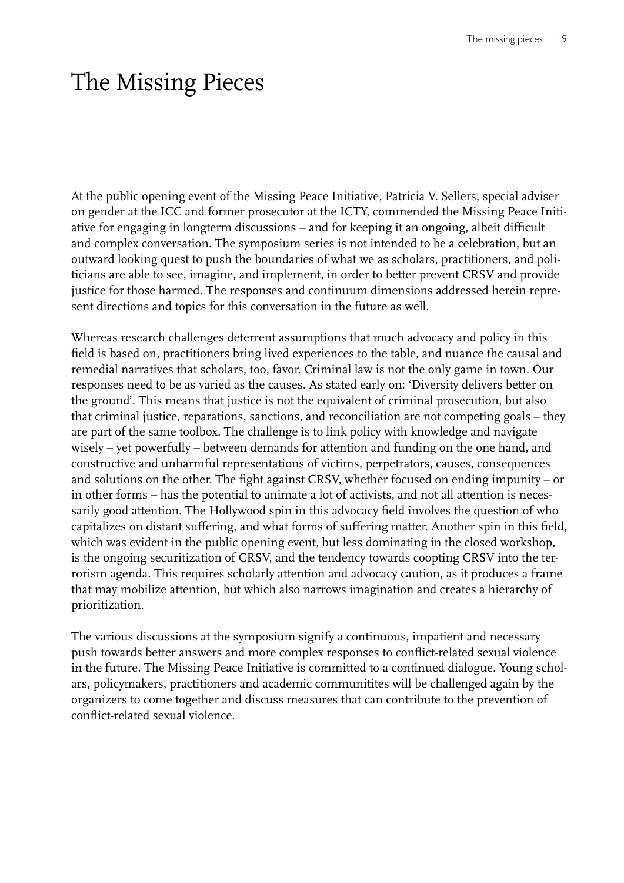# The Missing Pieces

At the public opening event of the Missing Peace Initiative, Patricia V. Sellers, special adviser on gender at the ICC and former prosecutor at the ICTY, commended the Missing Peace Initiative for engaging in longterm discussions – and for keeping it an ongoing, albeit difficult and complex conversation. The symposium series is not intended to be a celebration, but an outward looking quest to push the boundaries of what we as scholars, practitioners, and politicians are able to see, imagine, and implement, in order to better prevent CRSV and provide justice for those harmed. The responses and continuum dimensions addressed herein represent directions and topics for this conversation in the future as well.

Whereas research challenges deterrent assumptions that much advocacy and policy in this field is based on, practitioners bring lived experiences to the table, and nuance the causal and remedial narratives that scholars, too, favor. Criminal law is not the only game in town. Our responses need to be as varied as the causes. As stated early on: 'Diversity delivers better on the ground'. This means that justice is not the equivalent of criminal prosecution, but also that criminal justice, reparations, sanctions, and reconciliation are not competing goals – they are part of the same toolbox. The challenge is to link policy with knowledge and navigate wisely – yet powerfully – between demands for attention and funding on the one hand, and constructive and unharmful representations of victims, perpetrators, causes, consequences and solutions on the other. The fight against CRSV, whether focused on ending impunity – or in other forms – has the potential to animate a lot of activists, and not all attention is necessarily good attention. The Hollywood spin in this advocacy field involves the question of who capitalizes on distant suffering, and what forms of suffering matter. Another spin in this field, which was evident in the public opening event, but less dominating in the closed workshop, is the ongoing securitization of CRSV, and the tendency towards coopting CRSV into the terrorism agenda. This requires scholarly attention and advocacy caution, as it produces a frame that may mobilize attention, but which also narrows imagination and creates a hierarchy of prioritization.

The various discussions at the symposium signify a continuous, impatient and necessary push towards better answers and more complex responses to conflict-related sexual violence in the future. The Missing Peace Initiative is committed to a continued dialogue. Young scholars, policymakers, practitioners and academic communitites will be challenged again by the organizers to come together and discuss measures that can contribute to the prevention of conflict-related sexual violence.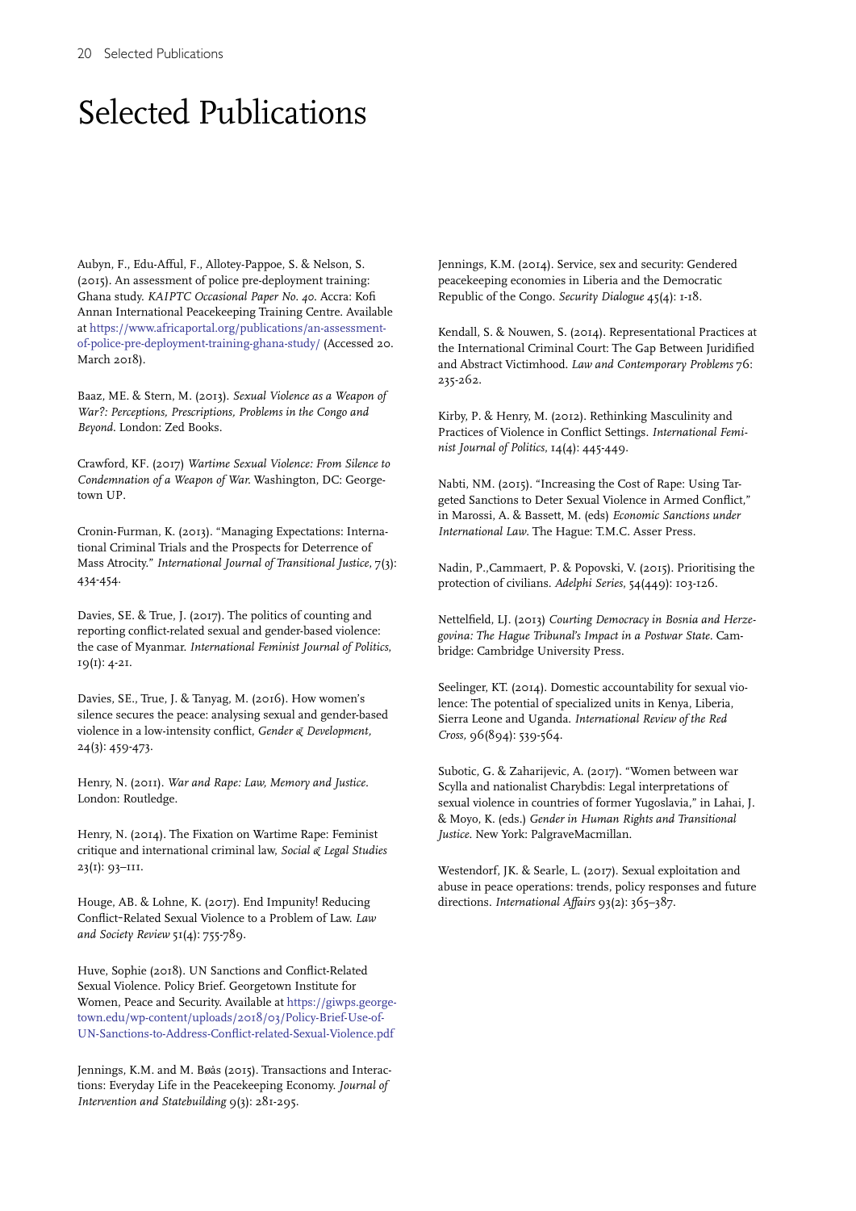# Selected Publications

Aubyn, F., Edu-Afful, F., Allotey-Pappoe, S. & Nelson, S. (2015). An assessment of police pre-deployment training: Ghana study. *KAIPTC Occasional Paper No. 40*. Accra: Kofi Annan International Peacekeeping Training Centre. Available at https://www.africaportal.org/publications/an-assessment-of-police-pre-deployment-training-ghana-study/ (Accessed 20. March 2018).

Baaz, ME. & Stern, M. (2013). *Sexual Violence as a Weapon of War?: Perceptions, Prescriptions, Problems in the Congo and Beyond*. London: Zed Books.

Crawford, KF. (2017) *Wartime Sexual Violence: From Silence to Condemnation of a Weapon of War*. Washington, DC: Georgetown UP.

Cronin-Furman, K. (2013). "Managing Expectations: International Criminal Trials and the Prospects for Deterrence of Mass Atrocity." *International Journal of Transitional Justice*, 7(3): 434-454.

Davies, SE. & True, J. (2017). The politics of counting and reporting conflict-related sexual and gender-based violence: the case of Myanmar. *International Feminist Journal of Politics*, 19(1): 4-21.

Davies, SE., True, J. & Tanyag, M. (2016). How women's silence secures the peace: analysing sexual and gender-based violence in a low-intensity conflict, *Gender & Development*, 24(3): 459-473.

Henry, N. (2011). *War and Rape: Law, Memory and Justice*. London: Routledge.

Henry, N. (2014). The Fixation on Wartime Rape: Feminist critique and international criminal law, *Social & Legal Studies* 23(1): 93–111.

Houge, AB. & Lohne, K. (2017). End Impunity! Reducing Conflict-Related Sexual Violence to a Problem of Law. *Law and Society Review* 51(4): 755-789.

Huve, Sophie (2018). UN Sanctions and Conflict-Related Sexual Violence. Policy Brief. Georgetown Institute for Women, Peace and Security. Available at https://giwps.georgetown.edu/wp-content/uploads/2018/03/Policy-Brief-Use-of-UN-Sanctions-to-Address-Conflict-related-Sexual-Violence.pdf

Jennings, K.M. and M. Bøås (2015). Transactions and Interactions: Everyday Life in the Peacekeeping Economy. *Journal of Intervention and Statebuilding* 9(3): 281-295.

Jennings, K.M. (2014). Service, sex and security: Gendered peacekeeping economies in Liberia and the Democratic Republic of the Congo. *Security Dialogue* 45(4): 1-18.

Kendall, S. & Nouwen, S. (2014). Representational Practices at the International Criminal Court: The Gap Between Juridified and Abstract Victimhood. *Law and Contemporary Problems* 76: 235-262.

Kirby, P. & Henry, M. (2012). Rethinking Masculinity and Practices of Violence in Conflict Settings. *International Feminist Journal of Politics*, 14(4): 445-449.

Nabti, NM. (2015). "Increasing the Cost of Rape: Using Targeted Sanctions to Deter Sexual Violence in Armed Conflict," in Marossi, A. & Bassett, M. (eds) *Economic Sanctions under International Law*. The Hague: T.M.C. Asser Press.

Nadin, P.,Cammaert, P. & Popovski, V. (2015). Prioritising the protection of civilians. *Adelphi Series*, 54(449): 103-126.

Nettelfield, LJ. (2013) *Courting Democracy in Bosnia and Herzegovina: The Hague Tribunal's Impact in a Postwar State*. Cambridge: Cambridge University Press.

Seelinger, KT. (2014). Domestic accountability for sexual violence: The potential of specialized units in Kenya, Liberia, Sierra Leone and Uganda. *International Review of the Red Cross*, 96(894): 539-564.

Subotic, G. & Zaharijevic, A. (2017). "Women between war Scylla and nationalist Charybdis: Legal interpretations of sexual violence in countries of former Yugoslavia," in Lahai, J. & Moyo, K. (eds.) *Gender in Human Rights and Transitional Justice*. New York: PalgraveMacmillan.

Westendorf, JK. & Searle, L. (2017). Sexual exploitation and abuse in peace operations: trends, policy responses and future directions. *International Affairs* 93(2): 365–387.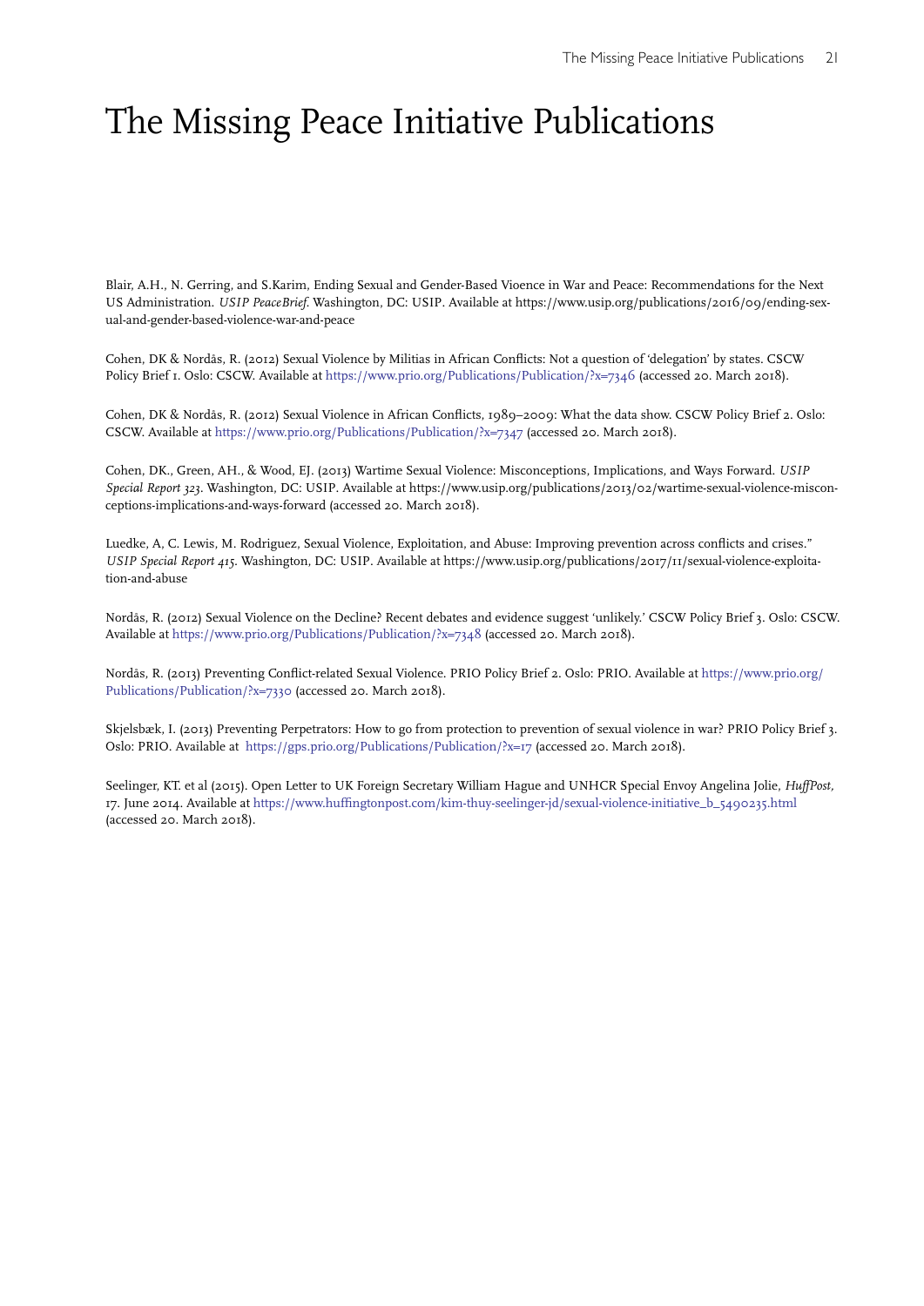# The Missing Peace Initiative Publications

Blair, A.H., N. Gerring, and S.Karim, Ending Sexual and Gender-Based Vioence in War and Peace: Recommendations for the Next US Administration. *USIP PeaceBrief.* Washington, DC: USIP. Available at https://www.usip.org/publications/2016/09/ending-sexual-and-gender-based-violence-war-and-peace

Cohen, DK & Nordås, R. (2012) Sexual Violence by Militias in African Conflicts: Not a question of 'delegation' by states. CSCW Policy Brief 1. Oslo: CSCW. Available at https://www.prio.org/Publications/Publication/?x=7346 (accessed 20. March 2018).

Cohen, DK & Nordås, R. (2012) Sexual Violence in African Conflicts, 1989–2009: What the data show. CSCW Policy Brief 2. Oslo: CSCW. Available at https://www.prio.org/Publications/Publication/?x=7347 (accessed 20. March 2018).

Cohen, DK., Green, AH., & Wood, EJ. (2013) Wartime Sexual Violence: Misconceptions, Implications, and Ways Forward. *USIP Special Report 323*. Washington, DC: USIP. Available at https://www.usip.org/publications/2013/02/wartime-sexual-violence-misconceptions-implications-and-ways-forward (accessed 20. March 2018).

Luedke, A, C. Lewis, M. Rodriguez, Sexual Violence, Exploitation, and Abuse: Improving prevention across conflicts and crises." *USIP Special Report 415*. Washington, DC: USIP. Available at https://www.usip.org/publications/2017/11/sexual-violence-exploitation-and-abuse

Nordås, R. (2012) Sexual Violence on the Decline? Recent debates and evidence suggest 'unlikely.' CSCW Policy Brief 3. Oslo: CSCW. Available at https://www.prio.org/Publications/Publication/?x=7348 (accessed 20. March 2018).

Nordås, R. (2013) Preventing Conflict-related Sexual Violence. PRIO Policy Brief 2. Oslo: PRIO. Available at https://www.prio.org/Publications/Publication/?x=7330 (accessed 20. March 2018).

Skjelsbæk, I. (2013) Preventing Perpetrators: How to go from protection to prevention of sexual violence in war? PRIO Policy Brief 3. Oslo: PRIO. Available at https://gps.prio.org/Publications/Publication/?x=17 (accessed 20. March 2018).

Seelinger, KT. et al (2015). Open Letter to UK Foreign Secretary William Hague and UNHCR Special Envoy Angelina Jolie, *HuffPost*, 17. June 2014. Available at https://www.huffingtonpost.com/kim-thuy-seelinger-jd/sexual-violence-initiative_b_5490235.html (accessed 20. March 2018).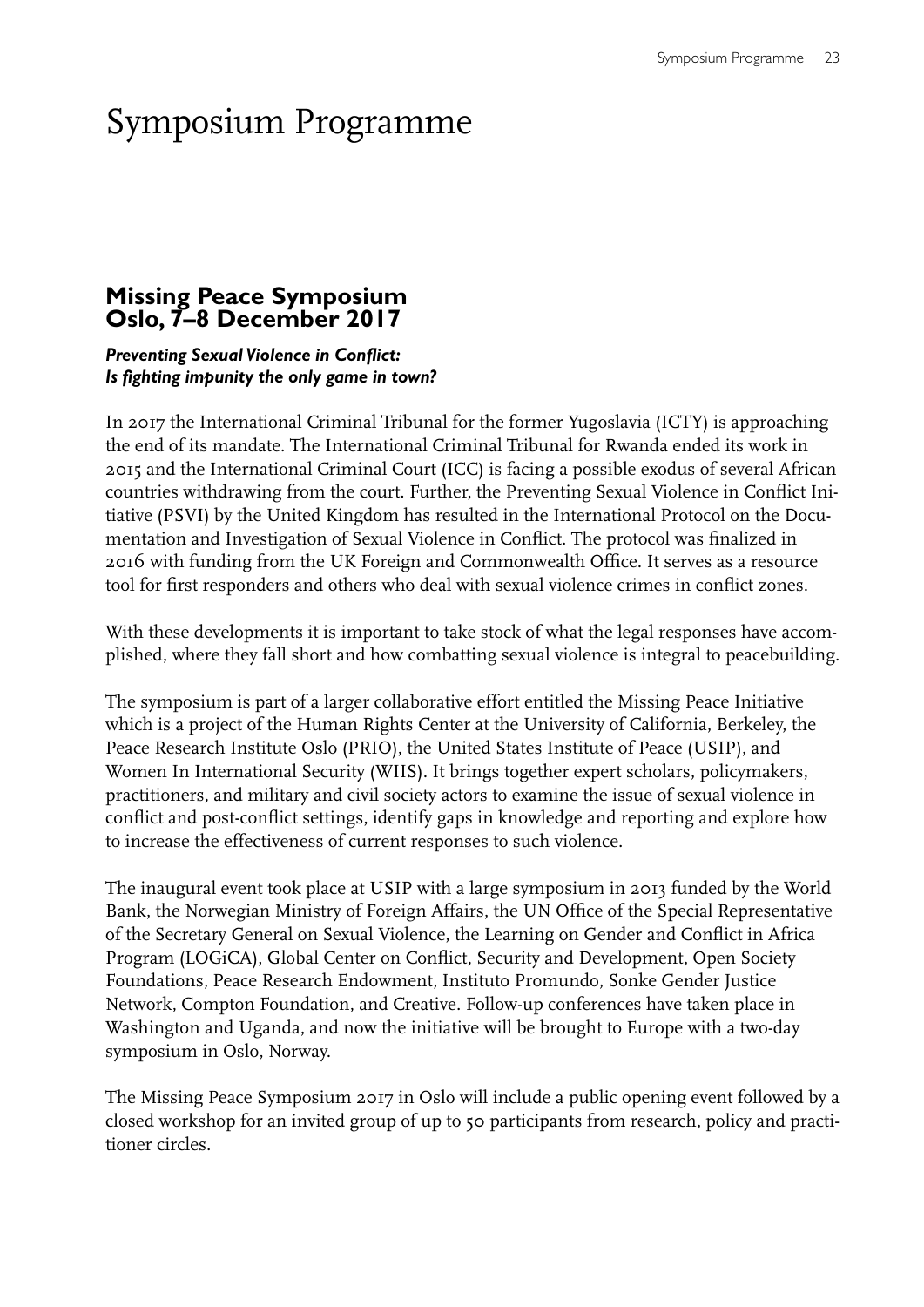# Symposium Programme

## Missing Peace Symposium Oslo, 7–8 December 2017

***Preventing Sexual Violence in Conflict: Is fighting impunity the only game in town?***

In 2017 the International Criminal Tribunal for the former Yugoslavia (ICTY) is approaching the end of its mandate. The International Criminal Tribunal for Rwanda ended its work in 2015 and the International Criminal Court (ICC) is facing a possible exodus of several African countries withdrawing from the court. Further, the Preventing Sexual Violence in Conflict Initiative (PSVI) by the United Kingdom has resulted in the International Protocol on the Documentation and Investigation of Sexual Violence in Conflict. The protocol was finalized in 2016 with funding from the UK Foreign and Commonwealth Office. It serves as a resource tool for first responders and others who deal with sexual violence crimes in conflict zones.

With these developments it is important to take stock of what the legal responses have accomplished, where they fall short and how combatting sexual violence is integral to peacebuilding.

The symposium is part of a larger collaborative effort entitled the Missing Peace Initiative which is a project of the Human Rights Center at the University of California, Berkeley, the Peace Research Institute Oslo (PRIO), the United States Institute of Peace (USIP), and Women In International Security (WIIS). It brings together expert scholars, policymakers, practitioners, and military and civil society actors to examine the issue of sexual violence in conflict and post-conflict settings, identify gaps in knowledge and reporting and explore how to increase the effectiveness of current responses to such violence.

The inaugural event took place at USIP with a large symposium in 2013 funded by the World Bank, the Norwegian Ministry of Foreign Affairs, the UN Office of the Special Representative of the Secretary General on Sexual Violence, the Learning on Gender and Conflict in Africa Program (LOGiCA), Global Center on Conflict, Security and Development, Open Society Foundations, Peace Research Endowment, Instituto Promundo, Sonke Gender Justice Network, Compton Foundation, and Creative. Follow-up conferences have taken place in Washington and Uganda, and now the initiative will be brought to Europe with a two-day symposium in Oslo, Norway.

The Missing Peace Symposium 2017 in Oslo will include a public opening event followed by a closed workshop for an invited group of up to 50 participants from research, policy and practitioner circles.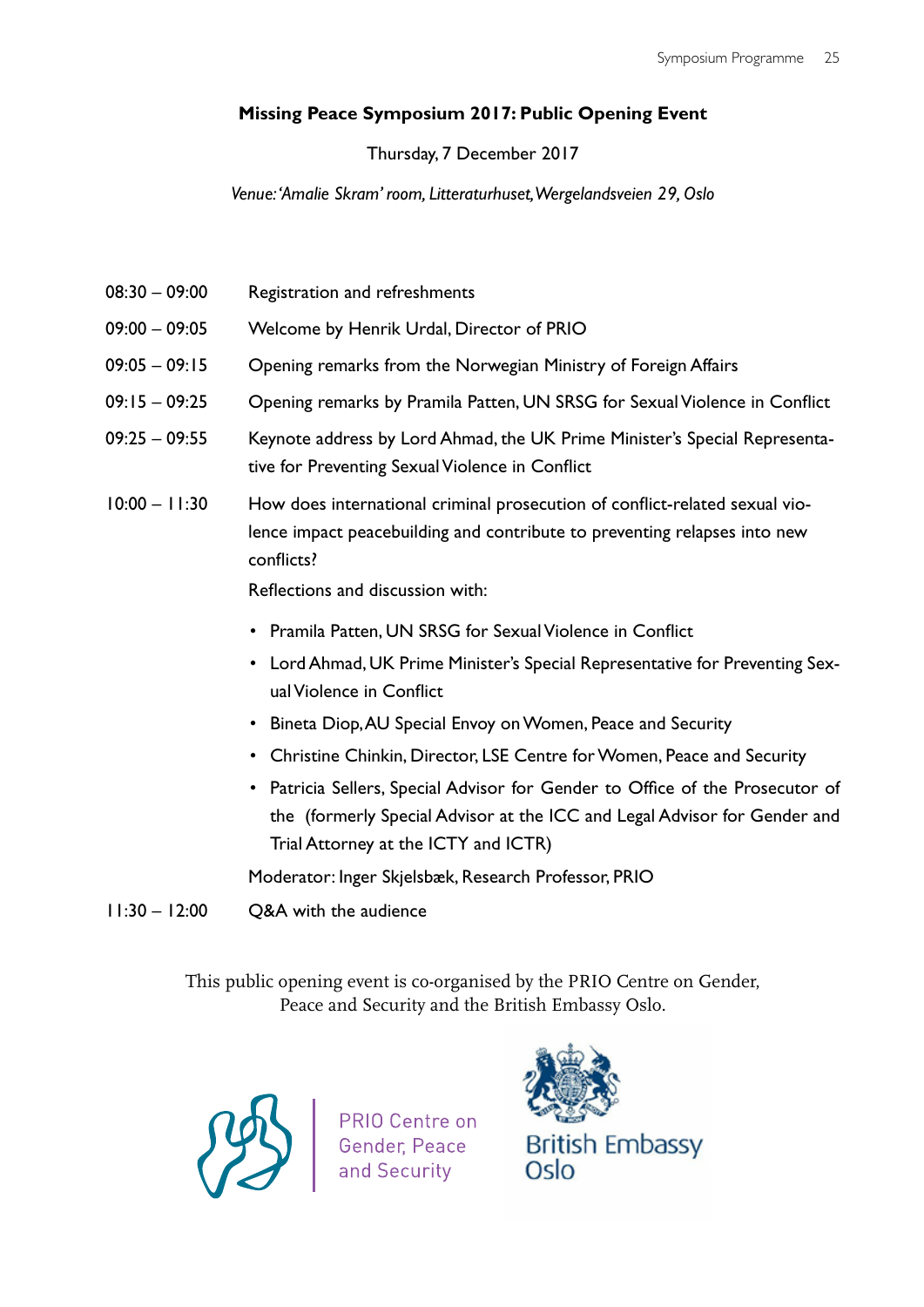**Missing Peace Symposium 2017: Public Opening Event**

Thursday, 7 December 2017

*Venue: 'Amalie Skram' room, Litteraturhuset, Wergelandsveien 29, Oslo*

| | |
|---|---|
| 08:30 – 09:00 | Registration and refreshments |
| 09:00 – 09:05 | Welcome by Henrik Urdal, Director of PRIO |
| 09:05 – 09:15 | Opening remarks from the Norwegian Ministry of Foreign Affairs |
| 09:15 – 09:25 | Opening remarks by Pramila Patten, UN SRSG for Sexual Violence in Conflict |
| 09:25 – 09:55 | Keynote address by Lord Ahmad, the UK Prime Minister's Special Representative for Preventing Sexual Violence in Conflict |
| 10:00 – 11:30 | How does international criminal prosecution of conflict-related sexual violence impact peacebuilding and contribute to preventing relapses into new conflicts? |

Reflections and discussion with:

- Pramila Patten, UN SRSG for Sexual Violence in Conflict
- Lord Ahmad, UK Prime Minister's Special Representative for Preventing Sexual Violence in Conflict
- Bineta Diop, AU Special Envoy on Women, Peace and Security
- Christine Chinkin, Director, LSE Centre for Women, Peace and Security
- Patricia Sellers, Special Advisor for Gender to Office of the Prosecutor of the (formerly Special Advisor at the ICC and Legal Advisor for Gender and Trial Attorney at the ICTY and ICTR)

Moderator: Inger Skjelsbæk, Research Professor, PRIO

11:30 – 12:00 Q&A with the audience

This public opening event is co-organised by the PRIO Centre on Gender, Peace and Security and the British Embassy Oslo.

PRIO Centre on Gender, Peace and Security

British Embassy Oslo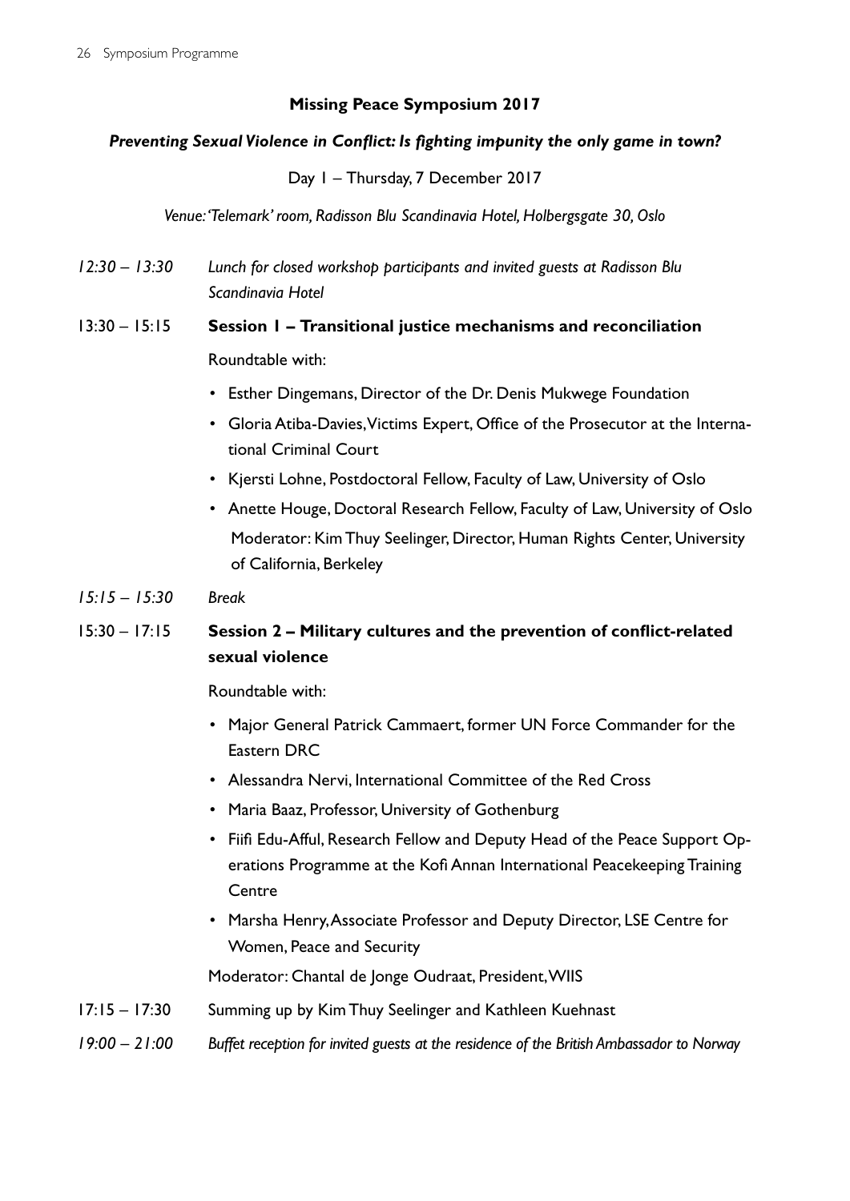**Missing Peace Symposium 2017**

***Preventing Sexual Violence in Conflict: Is fighting impunity the only game in town?***

Day 1 – Thursday, 7 December 2017

*Venue: 'Telemark' room, Radisson Blu Scandinavia Hotel, Holbergsgate 30, Oslo*

*12:30 – 13:30* *Lunch for closed workshop participants and invited guests at Radisson Blu Scandinavia Hotel*

13:30 – 15:15 **Session 1 – Transitional justice mechanisms and reconciliation**

Roundtable with:

- Esther Dingemans, Director of the Dr. Denis Mukwege Foundation
- Gloria Atiba-Davies, Victims Expert, Office of the Prosecutor at the International Criminal Court
- Kjersti Lohne, Postdoctoral Fellow, Faculty of Law, University of Oslo
- Anette Houge, Doctoral Research Fellow, Faculty of Law, University of Oslo

Moderator: Kim Thuy Seelinger, Director, Human Rights Center, University of California, Berkeley

*15:15 – 15:30* *Break*

15:30 – 17:15 **Session 2 – Military cultures and the prevention of conflict-related sexual violence**

Roundtable with:

- Major General Patrick Cammaert, former UN Force Commander for the Eastern DRC
- Alessandra Nervi, International Committee of the Red Cross
- Maria Baaz, Professor, University of Gothenburg
- Fiifi Edu-Afful, Research Fellow and Deputy Head of the Peace Support Operations Programme at the Kofi Annan International Peacekeeping Training Centre
- Marsha Henry, Associate Professor and Deputy Director, LSE Centre for Women, Peace and Security

Moderator: Chantal de Jonge Oudraat, President, WIIS

17:15 – 17:30 Summing up by Kim Thuy Seelinger and Kathleen Kuehnast

*19:00 – 21:00* *Buffet reception for invited guests at the residence of the British Ambassador to Norway*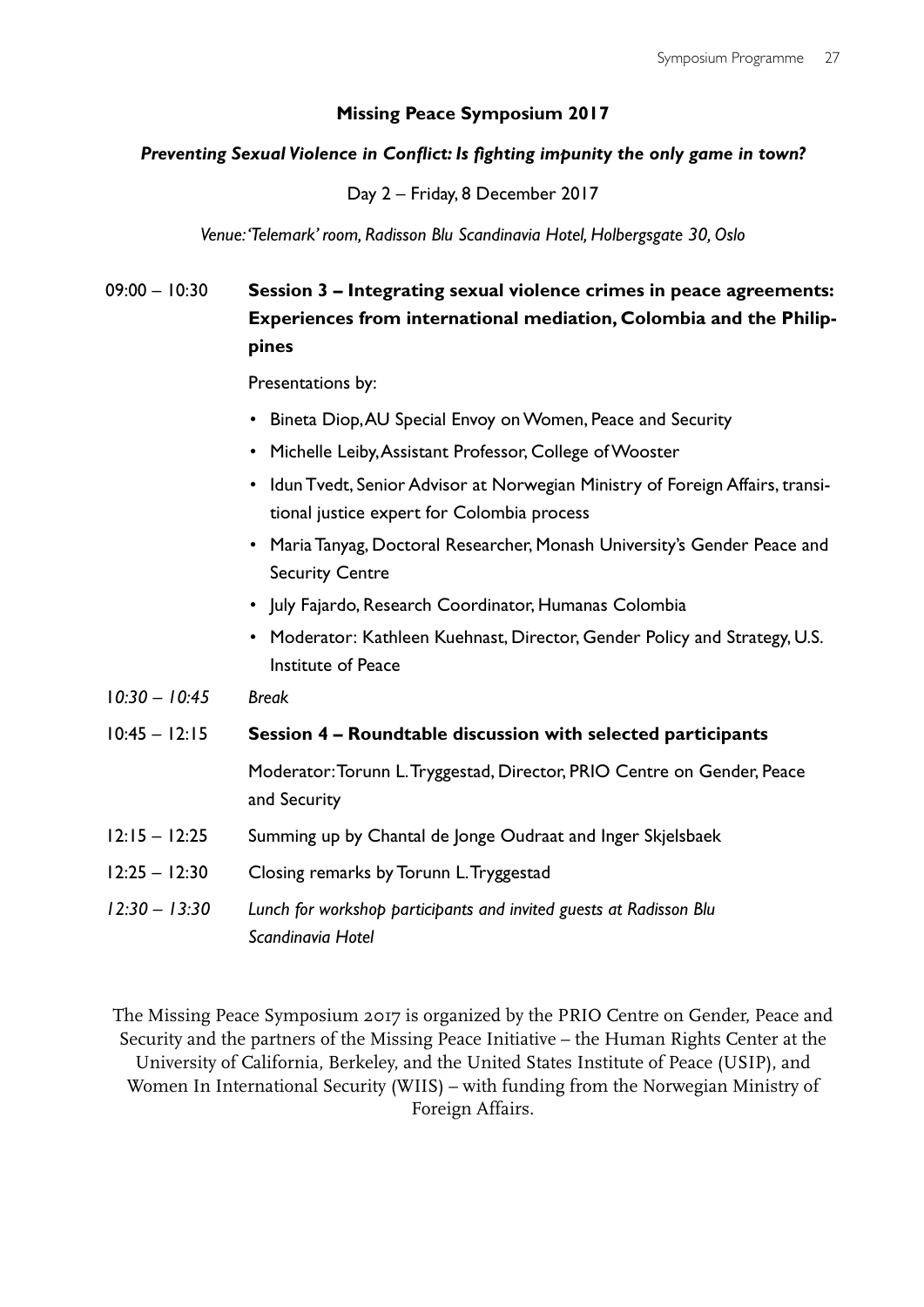**Missing Peace Symposium 2017**

***Preventing Sexual Violence in Conflict: Is fighting impunity the only game in town?***

Day 2 – Friday, 8 December 2017

*Venue: 'Telemark' room, Radisson Blu Scandinavia Hotel, Holbergsgate 30, Oslo*

09:00 – 10:30 **Session 3 – Integrating sexual violence crimes in peace agreements: Experiences from international mediation, Colombia and the Philippines**

Presentations by:

- Bineta Diop, AU Special Envoy on Women, Peace and Security
- Michelle Leiby, Assistant Professor, College of Wooster
- Idun Tvedt, Senior Advisor at Norwegian Ministry of Foreign Affairs, transitional justice expert for Colombia process
- Maria Tanyag, Doctoral Researcher, Monash University's Gender Peace and Security Centre
- July Fajardo, Research Coordinator, Humanas Colombia
- Moderator: Kathleen Kuehnast, Director, Gender Policy and Strategy, U.S. Institute of Peace

*10:30 – 10:45* *Break*

10:45 – 12:15 **Session 4 – Roundtable discussion with selected participants**

Moderator: Torunn L. Tryggestad, Director, PRIO Centre on Gender, Peace and Security

12:15 – 12:25 Summing up by Chantal de Jonge Oudraat and Inger Skjelsbaek

12:25 – 12:30 Closing remarks by Torunn L. Tryggestad

*12:30 – 13:30* *Lunch for workshop participants and invited guests at Radisson Blu Scandinavia Hotel*

The Missing Peace Symposium 2017 is organized by the PRIO Centre on Gender, Peace and Security and the partners of the Missing Peace Initiative – the Human Rights Center at the University of California, Berkeley, and the United States Institute of Peace (USIP), and Women In International Security (WIIS) – with funding from the Norwegian Ministry of Foreign Affairs.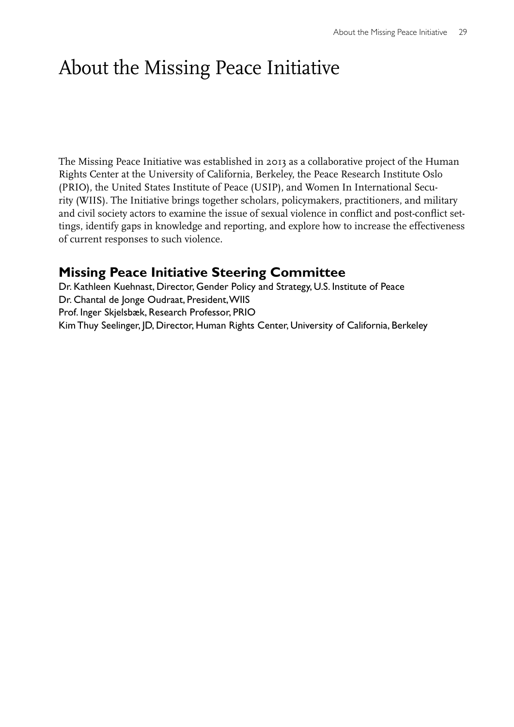# About the Missing Peace Initiative

The Missing Peace Initiative was established in 2013 as a collaborative project of the Human Rights Center at the University of California, Berkeley, the Peace Research Institute Oslo (PRIO), the United States Institute of Peace (USIP), and Women In International Security (WIIS). The Initiative brings together scholars, policymakers, practitioners, and military and civil society actors to examine the issue of sexual violence in conflict and post-conflict settings, identify gaps in knowledge and reporting, and explore how to increase the effectiveness of current responses to such violence.

## Missing Peace Initiative Steering Committee

Dr. Kathleen Kuehnast, Director, Gender Policy and Strategy, U.S. Institute of Peace
Dr. Chantal de Jonge Oudraat, President, WIIS
Prof. Inger Skjelsbæk, Research Professor, PRIO
Kim Thuy Seelinger, JD, Director, Human Rights Center, University of California, Berkeley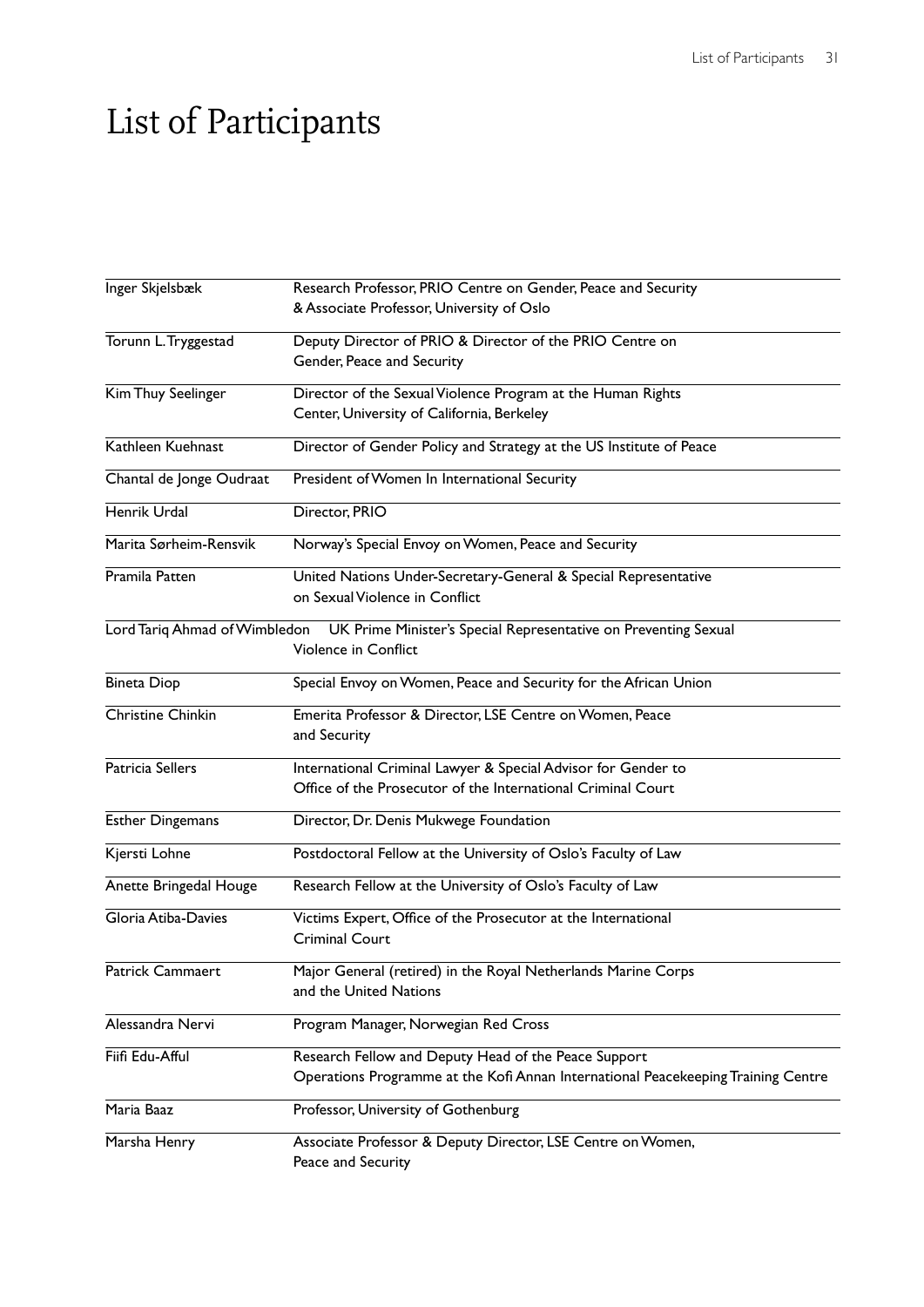# List of Participants

| | |
|---|---|
| Inger Skjelsbæk | Research Professor, PRIO Centre on Gender, Peace and Security & Associate Professor, University of Oslo |
| Torunn L. Tryggestad | Deputy Director of PRIO & Director of the PRIO Centre on Gender, Peace and Security |
| Kim Thuy Seelinger | Director of the Sexual Violence Program at the Human Rights Center, University of California, Berkeley |
| Kathleen Kuehnast | Director of Gender Policy and Strategy at the US Institute of Peace |
| Chantal de Jonge Oudraat | President of Women In International Security |
| Henrik Urdal | Director, PRIO |
| Marita Sørheim-Rensvik | Norway's Special Envoy on Women, Peace and Security |
| Pramila Patten | United Nations Under-Secretary-General & Special Representative on Sexual Violence in Conflict |
| Lord Tariq Ahmad of Wimbledon | UK Prime Minister's Special Representative on Preventing Sexual Violence in Conflict |
| Bineta Diop | Special Envoy on Women, Peace and Security for the African Union |
| Christine Chinkin | Emerita Professor & Director, LSE Centre on Women, Peace and Security |
| Patricia Sellers | International Criminal Lawyer & Special Advisor for Gender to Office of the Prosecutor of the International Criminal Court |
| Esther Dingemans | Director, Dr. Denis Mukwege Foundation |
| Kjersti Lohne | Postdoctoral Fellow at the University of Oslo's Faculty of Law |
| Anette Bringedal Houge | Research Fellow at the University of Oslo's Faculty of Law |
| Gloria Atiba-Davies | Victims Expert, Office of the Prosecutor at the International Criminal Court |
| Patrick Cammaert | Major General (retired) in the Royal Netherlands Marine Corps and the United Nations |
| Alessandra Nervi | Program Manager, Norwegian Red Cross |
| Fiifi Edu-Afful | Research Fellow and Deputy Head of the Peace Support Operations Programme at the Kofi Annan International Peacekeeping Training Centre |
| Maria Baaz | Professor, University of Gothenburg |
| Marsha Henry | Associate Professor & Deputy Director, LSE Centre on Women, Peace and Security |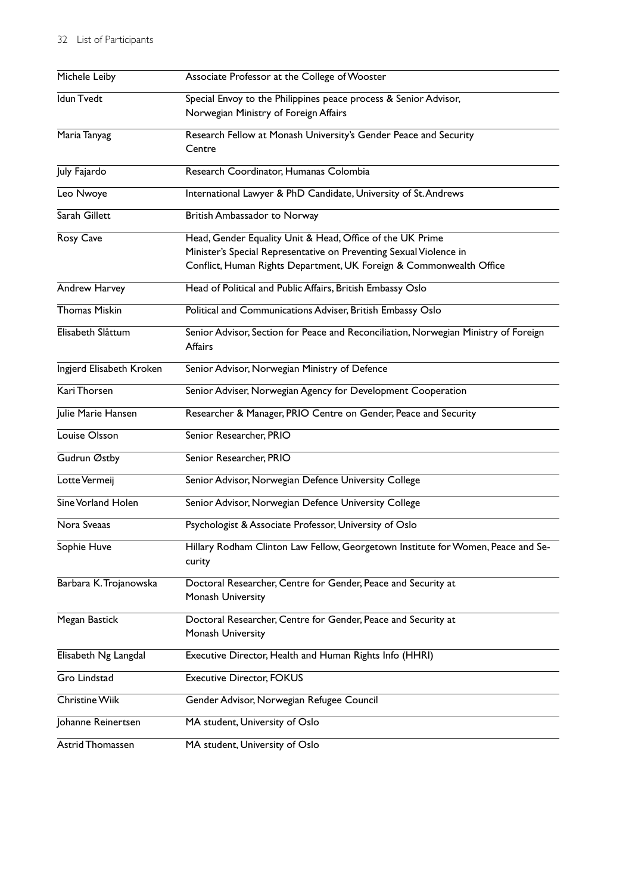| | |
|---|---|
| Michele Leiby | Associate Professor at the College of Wooster |
| Idun Tvedt | Special Envoy to the Philippines peace process & Senior Advisor, Norwegian Ministry of Foreign Affairs |
| Maria Tanyag | Research Fellow at Monash University's Gender Peace and Security Centre |
| July Fajardo | Research Coordinator, Humanas Colombia |
| Leo Nwoye | International Lawyer & PhD Candidate, University of St. Andrews |
| Sarah Gillett | British Ambassador to Norway |
| Rosy Cave | Head, Gender Equality Unit & Head, Office of the UK Prime Minister's Special Representative on Preventing Sexual Violence in Conflict, Human Rights Department, UK Foreign & Commonwealth Office |
| Andrew Harvey | Head of Political and Public Affairs, British Embassy Oslo |
| Thomas Miskin | Political and Communications Adviser, British Embassy Oslo |
| Elisabeth Slåttum | Senior Advisor, Section for Peace and Reconciliation, Norwegian Ministry of Foreign Affairs |
| Ingjerd Elisabeth Kroken | Senior Advisor, Norwegian Ministry of Defence |
| Kari Thorsen | Senior Adviser, Norwegian Agency for Development Cooperation |
| Julie Marie Hansen | Researcher & Manager, PRIO Centre on Gender, Peace and Security |
| Louise Olsson | Senior Researcher, PRIO |
| Gudrun Østby | Senior Researcher, PRIO |
| Lotte Vermeij | Senior Advisor, Norwegian Defence University College |
| Sine Vorland Holen | Senior Advisor, Norwegian Defence University College |
| Nora Sveaas | Psychologist & Associate Professor, University of Oslo |
| Sophie Huve | Hillary Rodham Clinton Law Fellow, Georgetown Institute for Women, Peace and Security |
| Barbara K. Trojanowska | Doctoral Researcher, Centre for Gender, Peace and Security at Monash University |
| Megan Bastick | Doctoral Researcher, Centre for Gender, Peace and Security at Monash University |
| Elisabeth Ng Langdal | Executive Director, Health and Human Rights Info (HHRI) |
| Gro Lindstad | Executive Director, FOKUS |
| Christine Wiik | Gender Advisor, Norwegian Refugee Council |
| Johanne Reinertsen | MA student, University of Oslo |
| Astrid Thomassen | MA student, University of Oslo |